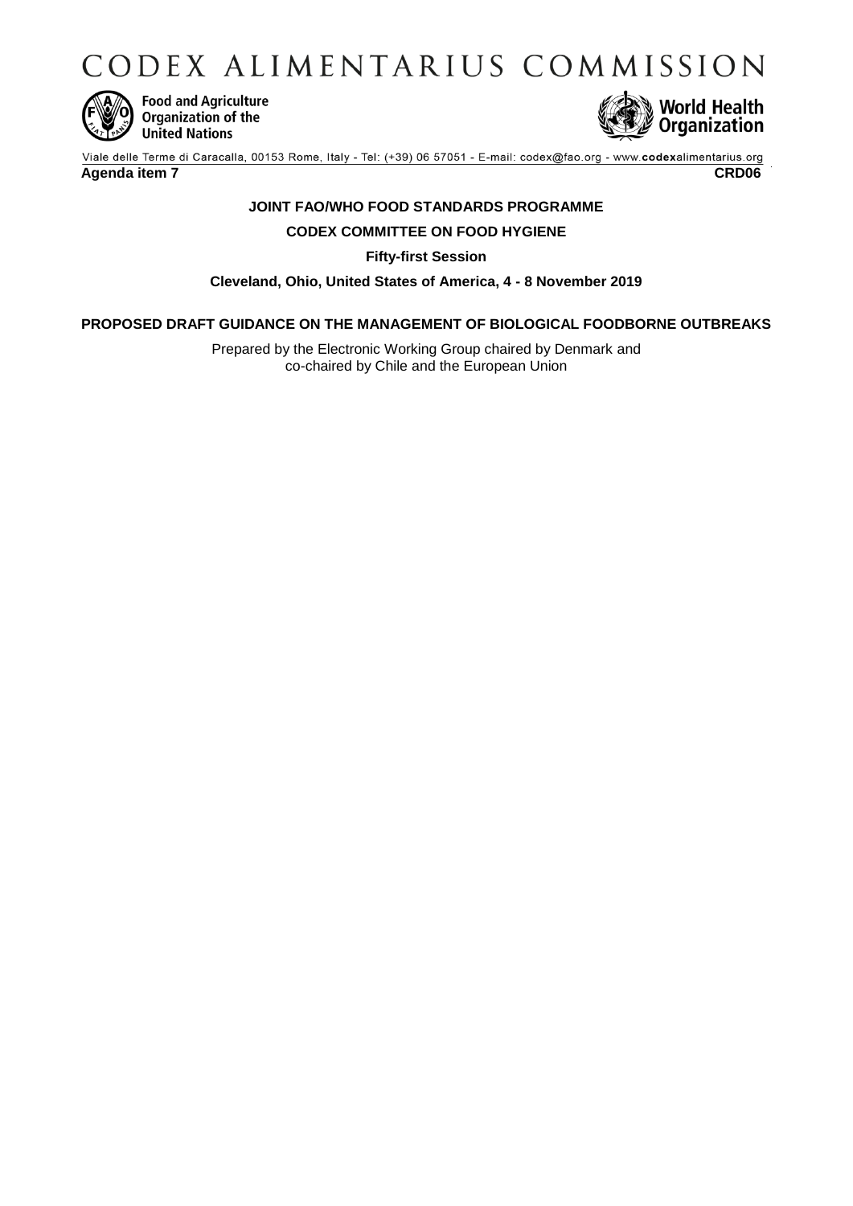# CODEX ALIMENTARIUS COMMISSION

Food and Agriculture Organization of the United Nations

World Health Organization

Viale delle Terme di Caracalla, 00153 Rome, Italy - Tel: (+39) 06 57051 - E-mail: codex@fao.org - www.codexalimentarius.org

**Agenda item 7** **CRD06**

**JOINT FAO/WHO FOOD STANDARDS PROGRAMME**

**CODEX COMMITTEE ON FOOD HYGIENE**

**Fifty-first Session**

**Cleveland, Ohio, United States of America, 4 - 8 November 2019**

**PROPOSED DRAFT GUIDANCE ON THE MANAGEMENT OF BIOLOGICAL FOODBORNE OUTBREAKS**

Prepared by the Electronic Working Group chaired by Denmark and co-chaired by Chile and the European Union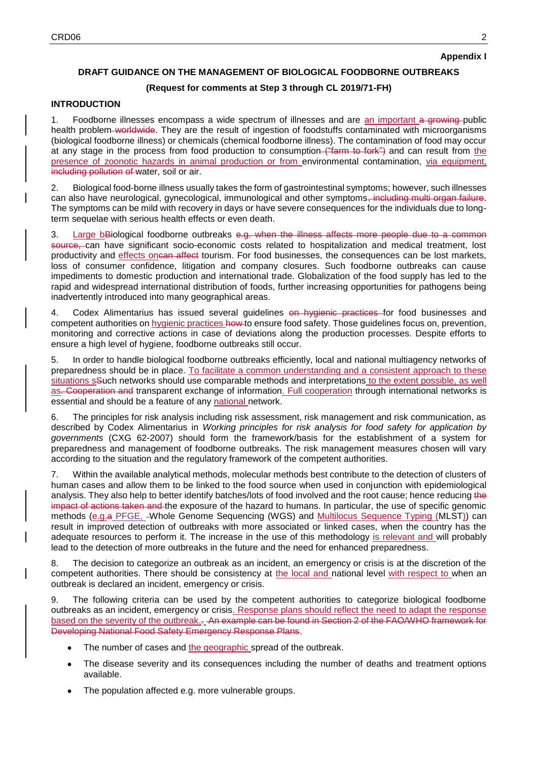**Appendix I**

## DRAFT GUIDANCE ON THE MANAGEMENT OF BIOLOGICAL FOODBORNE OUTBREAKS

**(Request for comments at Step 3 through CL 2019/71-FH)**

### INTRODUCTION

1. Foodborne illnesses encompass a wide spectrum of illnesses and are an important ~~a growing~~ public health problem ~~worldwide~~. They are the result of ingestion of foodstuffs contaminated with microorganisms (biological foodborne illness) or chemicals (chemical foodborne illness). The contamination of food may occur at any stage in the process from food production to consumption ~~("farm to fork")~~ and can result from the presence of zoonotic hazards in animal production or from environmental contamination, via equipment, ~~including pollution of~~ water, soil or air.

2. Biological food-borne illness usually takes the form of gastrointestinal symptoms; however, such illnesses can also have neurological, gynecological, immunological and other symptoms~~, including multi organ failure~~. The symptoms can be mild with recovery in days or have severe consequences for the individuals due to long-term sequelae with serious health effects or even death.

3. Large b~~B~~iological foodborne outbreaks ~~e.g. when the illness affects more people due to a common source,~~ can have significant socio-economic costs related to hospitalization and medical treatment, lost productivity and effects on~~can affect~~ tourism. For food businesses, the consequences can be lost markets, loss of consumer confidence, litigation and company closures. Such foodborne outbreaks can cause impediments to domestic production and international trade. Globalization of the food supply has led to the rapid and widespread international distribution of foods, further increasing opportunities for pathogens being inadvertently introduced into many geographical areas.

4. Codex Alimentarius has issued several guidelines ~~on hygienic practices~~ for food businesses and competent authorities on hygienic practices ~~how~~ to ensure food safety. Those guidelines focus on, prevention, monitoring and corrective actions in case of deviations along the production processes. Despite efforts to ensure a high level of hygiene, foodborne outbreaks still occur.

5. In order to handle biological foodborne outbreaks efficiently, local and national multiagency networks of preparedness should be in place. To facilitate a common understanding and a consistent approach to these situations s~~S~~uch networks should use comparable methods and interpretations to the extent possible, as well as~~. Cooperation and~~ transparent exchange of information. Full cooperation through international networks is essential and should be a feature of any national network.

6. The principles for risk analysis including risk assessment, risk management and risk communication, as described by Codex Alimentarius in *Working principles for risk analysis for food safety for application by governments* (CXG 62-2007) should form the framework/basis for the establishment of a system for preparedness and management of foodborne outbreaks. The risk management measures chosen will vary according to the situation and the regulatory framework of the competent authorities.

7. Within the available analytical methods, molecular methods best contribute to the detection of clusters of human cases and allow them to be linked to the food source when used in conjunction with epidemiological analysis. They also help to better identify batches/lots of food involved and the root cause; hence reducing ~~the impact of actions taken and~~ the exposure of the hazard to humans. In particular, the use of specific genomic methods (e.g.~~a~~ PFGE, ~~-~~Whole Genome Sequencing (WGS) and Multilocus Sequence Typing (MLST)) can result in improved detection of outbreaks with more associated or linked cases, when the country has the adequate resources to perform it. The increase in the use of this methodology is relevant and will probably lead to the detection of more outbreaks in the future and the need for enhanced preparedness.

8. The decision to categorize an outbreak as an incident, an emergency or crisis is at the discretion of the competent authorities. There should be consistency at the local and national level with respect to when an outbreak is declared an incident, emergency or crisis.

9. The following criteria can be used by the competent authorities to categorize biological foodborne outbreaks as an incident, emergency or crisis. Response plans should reflect the need to adapt the response based on the severity of the outbreak.~~. An example can be found in Section 2 of the FAO/WHO framework for Developing National Food Safety Emergency Response Plans~~.

- The number of cases and the geographic spread of the outbreak.
- The disease severity and its consequences including the number of deaths and treatment options available.
- The population affected e.g. more vulnerable groups.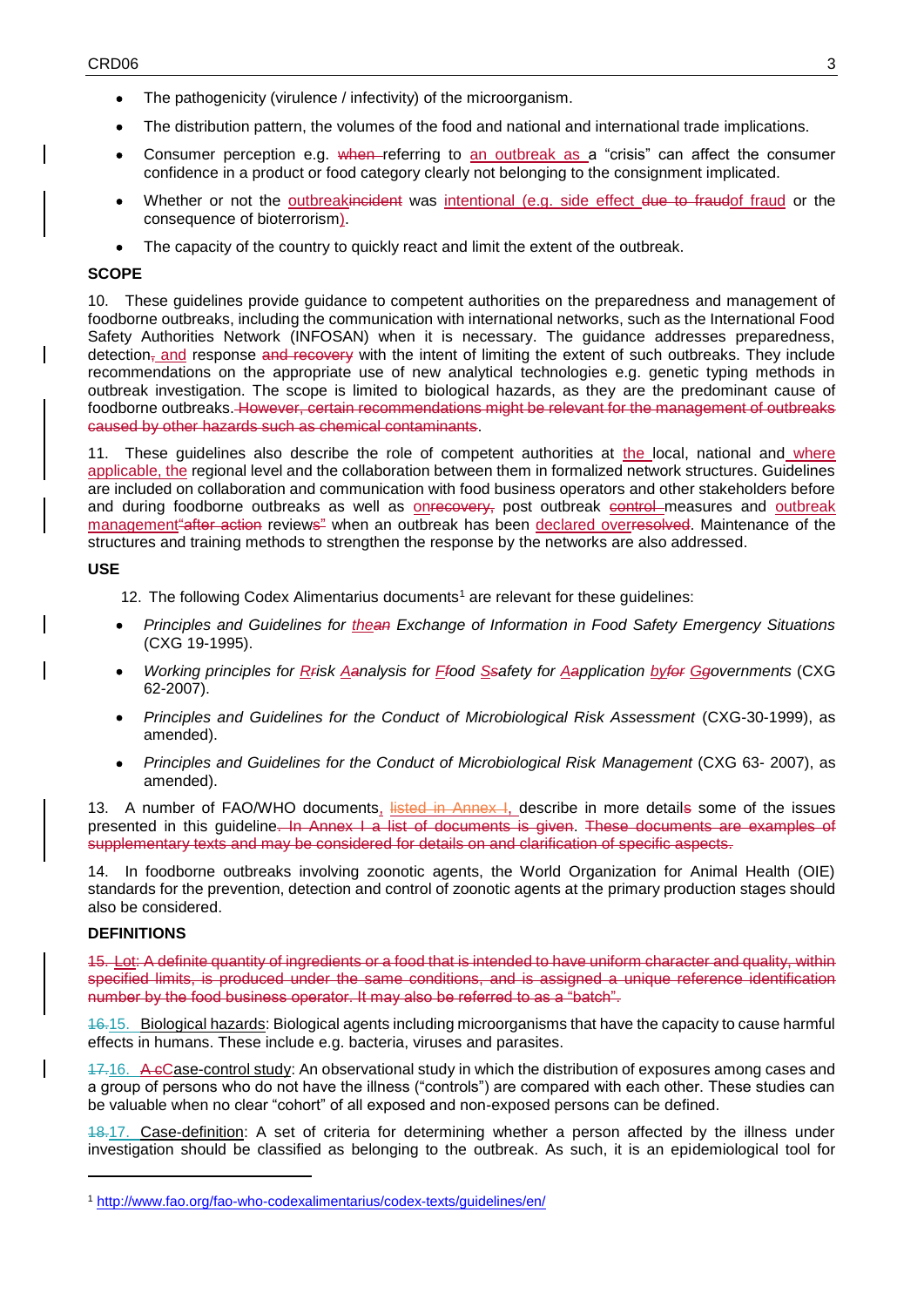- The pathogenicity (virulence / infectivity) of the microorganism.
- The distribution pattern, the volumes of the food and national and international trade implications.
- Consumer perception e.g. ~~when~~ referring to an outbreak as a "crisis" can affect the consumer confidence in a product or food category clearly not belonging to the consignment implicated.
- Whether or not the outbreak~~incident~~ was intentional (e.g. side effect ~~due to fraud~~of fraud or the consequence of bioterrorism).
- The capacity of the country to quickly react and limit the extent of the outbreak.

## SCOPE

10. These guidelines provide guidance to competent authorities on the preparedness and management of foodborne outbreaks, including the communication with international networks, such as the International Food Safety Authorities Network (INFOSAN) when it is necessary. The guidance addresses preparedness, detection~~,~~ and response ~~and recovery~~ with the intent of limiting the extent of such outbreaks. They include recommendations on the appropriate use of new analytical technologies e.g. genetic typing methods in outbreak investigation. The scope is limited to biological hazards, as they are the predominant cause of foodborne outbreaks. ~~However, certain recommendations might be relevant for the management of outbreaks caused by other hazards such as chemical contaminants~~.

11. These guidelines also describe the role of competent authorities at the local, national and where applicable, the regional level and the collaboration between them in formalized network structures. Guidelines are included on collaboration and communication with food business operators and other stakeholders before and during foodborne outbreaks as well as on~~recovery,~~ post outbreak ~~control~~ measures and outbreak management~~"after action~~ review~~s"~~ when an outbreak has been declared over~~resolved~~. Maintenance of the structures and training methods to strengthen the response by the networks are also addressed.

## USE

12. The following Codex Alimentarius documents[1] are relevant for these guidelines:

- *Principles and Guidelines for the~~an~~ Exchange of Information in Food Safety Emergency Situations* (CXG 19-1995).
- *Working principles for R~~r~~isk A~~a~~nalysis for F~~f~~ood S~~s~~afety for A~~a~~pplication by~~for~~ G~~g~~overnments* (CXG 62-2007).
- *Principles and Guidelines for the Conduct of Microbiological Risk Assessment* (CXG-30-1999), as amended).
- *Principles and Guidelines for the Conduct of Microbiological Risk Management* (CXG 63- 2007), as amended).

13. A number of FAO/WHO documents, ~~listed in Annex I,~~ describe in more detail~~s~~ some of the issues presented in this guideline. ~~In Annex I a list of documents is given. These documents are examples of supplementary texts and may be considered for details on and clarification of specific aspects.~~

14. In foodborne outbreaks involving zoonotic agents, the World Organization for Animal Health (OIE) standards for the prevention, detection and control of zoonotic agents at the primary production stages should also be considered.

## DEFINITIONS

~~15. Lot: A definite quantity of ingredients or a food that is intended to have uniform character and quality, within specified limits, is produced under the same conditions, and is assigned a unique reference identification number by the food business operator. It may also be referred to as a "batch".~~

~~16.~~15. Biological hazards: Biological agents including microorganisms that have the capacity to cause harmful effects in humans. These include e.g. bacteria, viruses and parasites.

~~17.~~16. ~~A c~~Case-control study: An observational study in which the distribution of exposures among cases and a group of persons who do not have the illness ("controls") are compared with each other. These studies can be valuable when no clear "cohort" of all exposed and non-exposed persons can be defined.

~~18.~~17. Case-definition: A set of criteria for determining whether a person affected by the illness under investigation should be classified as belonging to the outbreak. As such, it is an epidemiological tool for

[1] http://www.fao.org/fao-who-codexalimentarius/codex-texts/guidelines/en/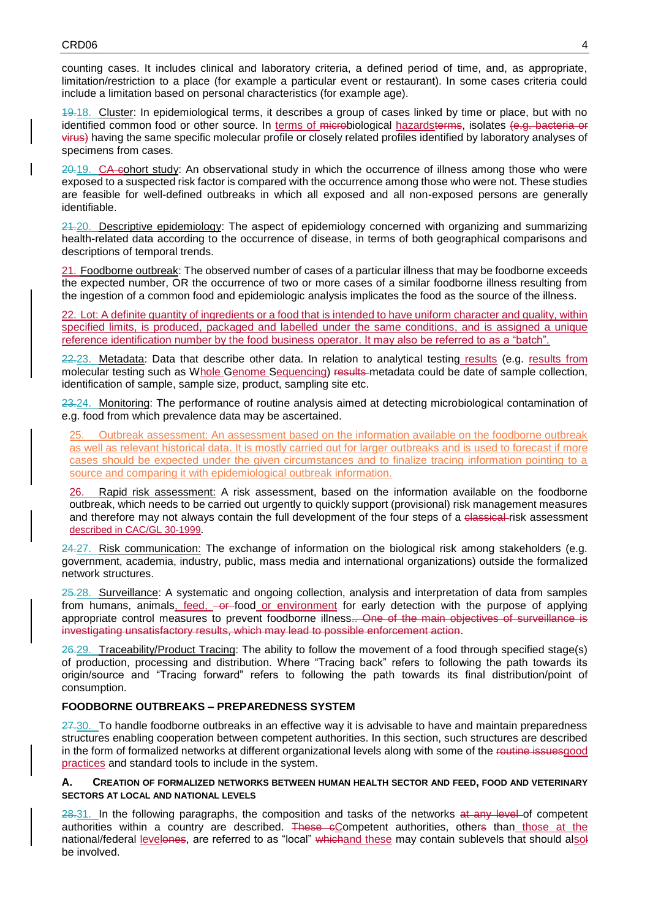counting cases. It includes clinical and laboratory criteria, a defined period of time, and, as appropriate, limitation/restriction to a place (for example a particular event or restaurant). In some cases criteria could include a limitation based on personal characteristics (for example age).

~~19.~~18. Cluster: In epidemiological terms, it describes a group of cases linked by time or place, but with no identified common food or other source. In terms of ~~micro~~biological hazards~~terms~~, isolates ~~(e.g. bacteria or virus)~~ having the same specific molecular profile or closely related profiles identified by laboratory analyses of specimens from cases.

~~20.~~19. C~~A c~~ohort study: An observational study in which the occurrence of illness among those who were exposed to a suspected risk factor is compared with the occurrence among those who were not. These studies are feasible for well-defined outbreaks in which all exposed and all non-exposed persons are generally identifiable.

~~21.~~20. Descriptive epidemiology: The aspect of epidemiology concerned with organizing and summarizing health-related data according to the occurrence of disease, in terms of both geographical comparisons and descriptions of temporal trends.

21. Foodborne outbreak: The observed number of cases of a particular illness that may be foodborne exceeds the expected number, OR the occurrence of two or more cases of a similar foodborne illness resulting from the ingestion of a common food and epidemiologic analysis implicates the food as the source of the illness.

22. Lot: A definite quantity of ingredients or a food that is intended to have uniform character and quality, within specified limits, is produced, packaged and labelled under the same conditions, and is assigned a unique reference identification number by the food business operator. It may also be referred to as a "batch".

~~22.~~23. Metadata: Data that describe other data. In relation to analytical testing results (e.g. results from molecular testing such as Whole Genome Sequencing) ~~results~~ metadata could be date of sample collection, identification of sample, sample size, product, sampling site etc.

~~23.~~24. Monitoring: The performance of routine analysis aimed at detecting microbiological contamination of e.g. food from which prevalence data may be ascertained.

25. Outbreak assessment: An assessment based on the information available on the foodborne outbreak as well as relevant historical data. It is mostly carried out for larger outbreaks and is used to forecast if more cases should be expected under the given circumstances and to finalize tracing information pointing to a source and comparing it with epidemiological outbreak information.

26. Rapid risk assessment: A risk assessment, based on the information available on the foodborne outbreak, which needs to be carried out urgently to quickly support (provisional) risk management measures and therefore may not always contain the full development of the four steps of a ~~classical~~ risk assessment described in CAC/GL 30-1999.

~~24.~~27. Risk communication: The exchange of information on the biological risk among stakeholders (e.g. government, academia, industry, public, mass media and international organizations) outside the formalized network structures.

~~25.~~28. Surveillance: A systematic and ongoing collection, analysis and interpretation of data from samples from humans, animals, feed, ~~or~~ food or environment for early detection with the purpose of applying appropriate control measures to prevent foodborne illness.~~. One of the main objectives of surveillance is investigating unsatisfactory results, which may lead to possible enforcement action~~.

~~26.~~29. Traceability/Product Tracing: The ability to follow the movement of a food through specified stage(s) of production, processing and distribution. Where "Tracing back" refers to following the path towards its origin/source and "Tracing forward" refers to following the path towards its final distribution/point of consumption.

## FOODBORNE OUTBREAKS – PREPAREDNESS SYSTEM

~~27.~~30. To handle foodborne outbreaks in an effective way it is advisable to have and maintain preparedness structures enabling cooperation between competent authorities. In this section, such structures are described in the form of formalized networks at different organizational levels along with some of the ~~routine issues~~good practices and standard tools to include in the system.

### A. CREATION OF FORMALIZED NETWORKS BETWEEN HUMAN HEALTH SECTOR AND FEED, FOOD AND VETERINARY SECTORS AT LOCAL AND NATIONAL LEVELS

~~28.~~31. In the following paragraphs, the composition and tasks of the networks ~~at any level~~ of competent authorities within a country are described. ~~These c~~Competent authorities, other~~s~~ than those at the national/federal level~~ones~~, are referred to as "local" ~~which~~and these may contain sublevels that should also~~l~~ be involved.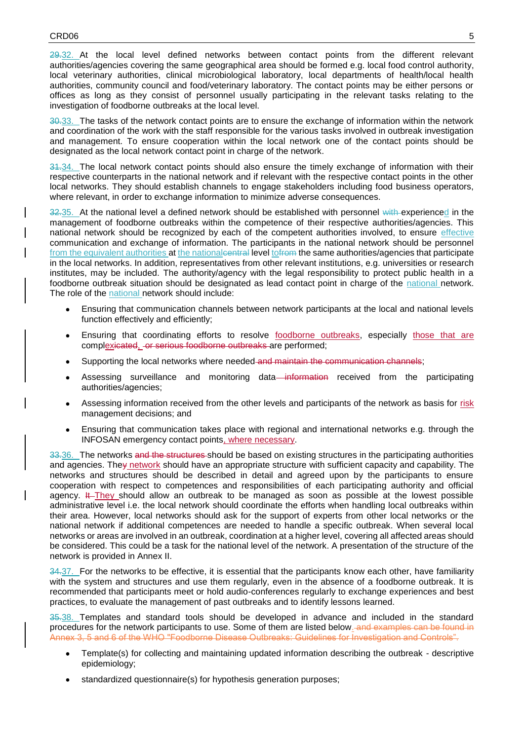~~29.~~32. At the local level defined networks between contact points from the different relevant authorities/agencies covering the same geographical area should be formed e.g. local food control authority, local veterinary authorities, clinical microbiological laboratory, local departments of health/local health authorities, community council and food/veterinary laboratory. The contact points may be either persons or offices as long as they consist of personnel usually participating in the relevant tasks relating to the investigation of foodborne outbreaks at the local level.

~~30.~~33. The tasks of the network contact points are to ensure the exchange of information within the network and coordination of the work with the staff responsible for the various tasks involved in outbreak investigation and management. To ensure cooperation within the local network one of the contact points should be designated as the local network contact point in charge of the network.

~~31.~~34. The local network contact points should also ensure the timely exchange of information with their respective counterparts in the national network and if relevant with the respective contact points in the other local networks. They should establish channels to engage stakeholders including food business operators, where relevant, in order to exchange information to minimize adverse consequences.

~~32.~~35. At the national level a defined network should be established with personnel ~~with~~ experienced in the management of foodborne outbreaks within the competence of their respective authorities/agencies. This national network should be recognized by each of the competent authorities involved, to ensure effective communication and exchange of information. The participants in the national network should be personnel from the equivalent authorities at the national~~central~~ level to~~from~~ the same authorities/agencies that participate in the local networks. In addition, representatives from other relevant institutions, e.g. universities or research institutes, may be included. The authority/agency with the legal responsibility to protect public health in a foodborne outbreak situation should be designated as lead contact point in charge of the national network. The role of the national network should include:

- Ensuring that communication channels between network participants at the local and national levels function effectively and efficiently;
- Ensuring that coordinating efforts to resolve foodborne outbreaks, especially those that are complex~~icated~~, ~~or serious foodborne outbreaks~~ are performed;
- Supporting the local networks where needed ~~and maintain the communication channels~~;
- Assessing surveillance and monitoring data ~~information~~ received from the participating authorities/agencies;
- Assessing information received from the other levels and participants of the network as basis for risk management decisions; and
- Ensuring that communication takes place with regional and international networks e.g. through the INFOSAN emergency contact points, where necessary.

~~33.~~36. The networks ~~and the structures~~ should be based on existing structures in the participating authorities and agencies. The~~y~~ network should have an appropriate structure with sufficient capacity and capability. The networks and structures should be described in detail and agreed upon by the participants to ensure cooperation with respect to competences and responsibilities of each participating authority and official agency. ~~It~~ They should allow an outbreak to be managed as soon as possible at the lowest possible administrative level i.e. the local network should coordinate the efforts when handling local outbreaks within their area. However, local networks should ask for the support of experts from other local networks or the national network if additional competences are needed to handle a specific outbreak. When several local networks or areas are involved in an outbreak, coordination at a higher level, covering all affected areas should be considered. This could be a task for the national level of the network. A presentation of the structure of the network is provided in Annex II.

~~34.~~37. For the networks to be effective, it is essential that the participants know each other, have familiarity with the system and structures and use them regularly, even in the absence of a foodborne outbreak. It is recommended that participants meet or hold audio-conferences regularly to exchange experiences and best practices, to evaluate the management of past outbreaks and to identify lessons learned.

~~35.~~38. Templates and standard tools should be developed in advance and included in the standard procedures for the network participants to use. Some of them are listed below. ~~and examples can be found in Annex 3, 5 and 6 of the WHO "Foodborne Disease Outbreaks: Guidelines for Investigation and Controls".~~

- Template(s) for collecting and maintaining updated information describing the outbreak - descriptive epidemiology;
- standardized questionnaire(s) for hypothesis generation purposes;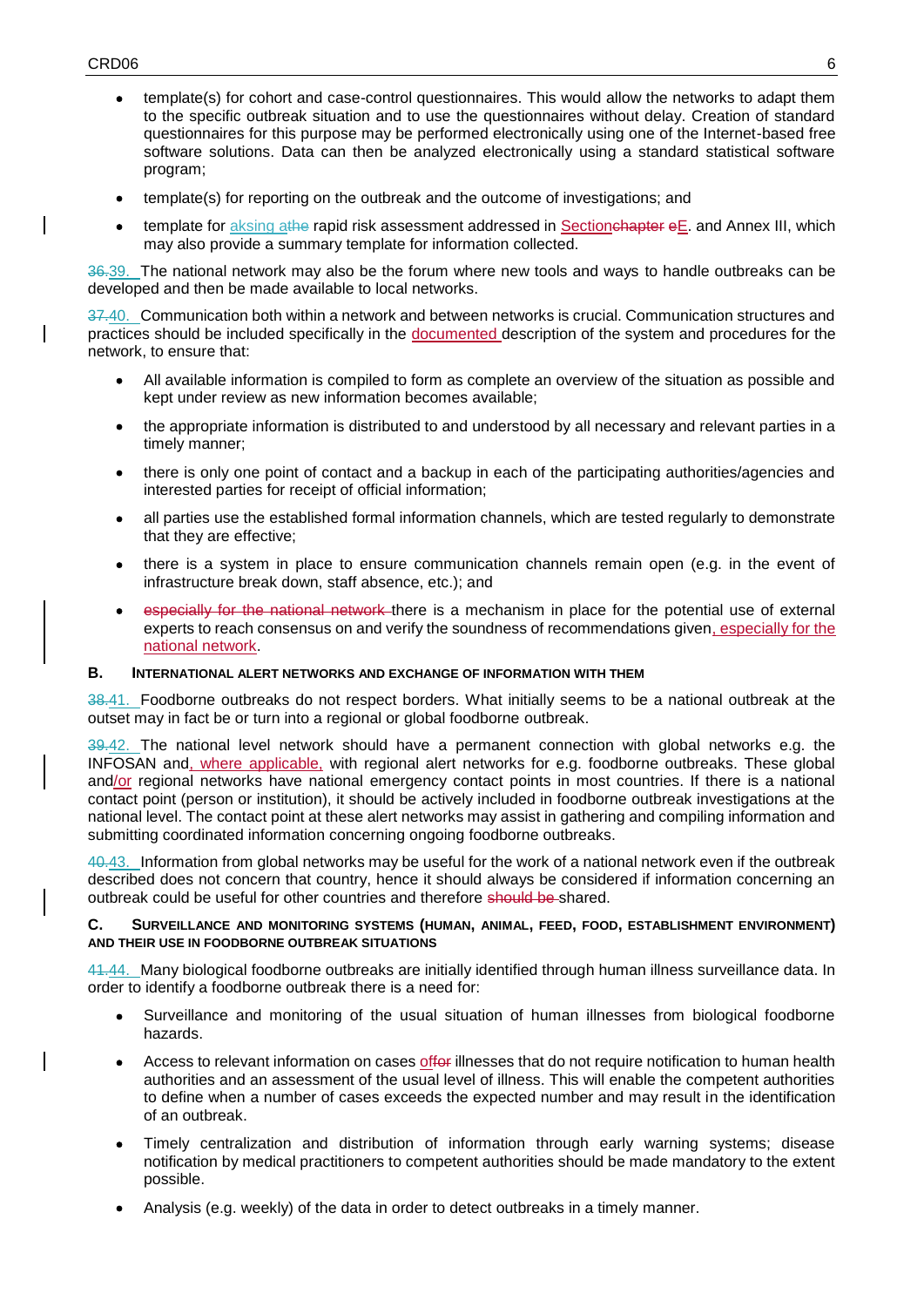- template(s) for cohort and case-control questionnaires. This would allow the networks to adapt them to the specific outbreak situation and to use the questionnaires without delay. Creation of standard questionnaires for this purpose may be performed electronically using one of the Internet-based free software solutions. Data can then be analyzed electronically using a standard statistical software program;

- template(s) for reporting on the outbreak and the outcome of investigations; and

- template for ~~aksing~~ athe rapid risk assessment addressed in Sectionchapter eE. and Annex III, which may also provide a summary template for information collected.

~~36.~~39. The national network may also be the forum where new tools and ways to handle outbreaks can be developed and then be made available to local networks.

~~37.~~40. Communication both within a network and between networks is crucial. Communication structures and practices should be included specifically in the documented description of the system and procedures for the network, to ensure that:

- All available information is compiled to form as complete an overview of the situation as possible and kept under review as new information becomes available;

- the appropriate information is distributed to and understood by all necessary and relevant parties in a timely manner;

- there is only one point of contact and a backup in each of the participating authorities/agencies and interested parties for receipt of official information;

- all parties use the established formal information channels, which are tested regularly to demonstrate that they are effective;

- there is a system in place to ensure communication channels remain open (e.g. in the event of infrastructure break down, staff absence, etc.); and

- ~~especially for the national network~~ there is a mechanism in place for the potential use of external experts to reach consensus on and verify the soundness of recommendations given, especially for the national network.

### B. INTERNATIONAL ALERT NETWORKS AND EXCHANGE OF INFORMATION WITH THEM

~~38.~~41. Foodborne outbreaks do not respect borders. What initially seems to be a national outbreak at the outset may in fact be or turn into a regional or global foodborne outbreak.

~~39.~~42. The national level network should have a permanent connection with global networks e.g. the INFOSAN and, where applicable, with regional alert networks for e.g. foodborne outbreaks. These global and/or regional networks have national emergency contact points in most countries. If there is a national contact point (person or institution), it should be actively included in foodborne outbreak investigations at the national level. The contact point at these alert networks may assist in gathering and compiling information and submitting coordinated information concerning ongoing foodborne outbreaks.

~~40.~~43. Information from global networks may be useful for the work of a national network even if the outbreak described does not concern that country, hence it should always be considered if information concerning an outbreak could be useful for other countries and therefore ~~should be~~ shared.

### C. SURVEILLANCE AND MONITORING SYSTEMS (HUMAN, ANIMAL, FEED, FOOD, ESTABLISHMENT ENVIRONMENT) AND THEIR USE IN FOODBORNE OUTBREAK SITUATIONS

~~41.~~44. Many biological foodborne outbreaks are initially identified through human illness surveillance data. In order to identify a foodborne outbreak there is a need for:

- Surveillance and monitoring of the usual situation of human illnesses from biological foodborne hazards.

- Access to relevant information on cases of~~for~~ illnesses that do not require notification to human health authorities and an assessment of the usual level of illness. This will enable the competent authorities to define when a number of cases exceeds the expected number and may result in the identification of an outbreak.

- Timely centralization and distribution of information through early warning systems; disease notification by medical practitioners to competent authorities should be made mandatory to the extent possible.

- Analysis (e.g. weekly) of the data in order to detect outbreaks in a timely manner.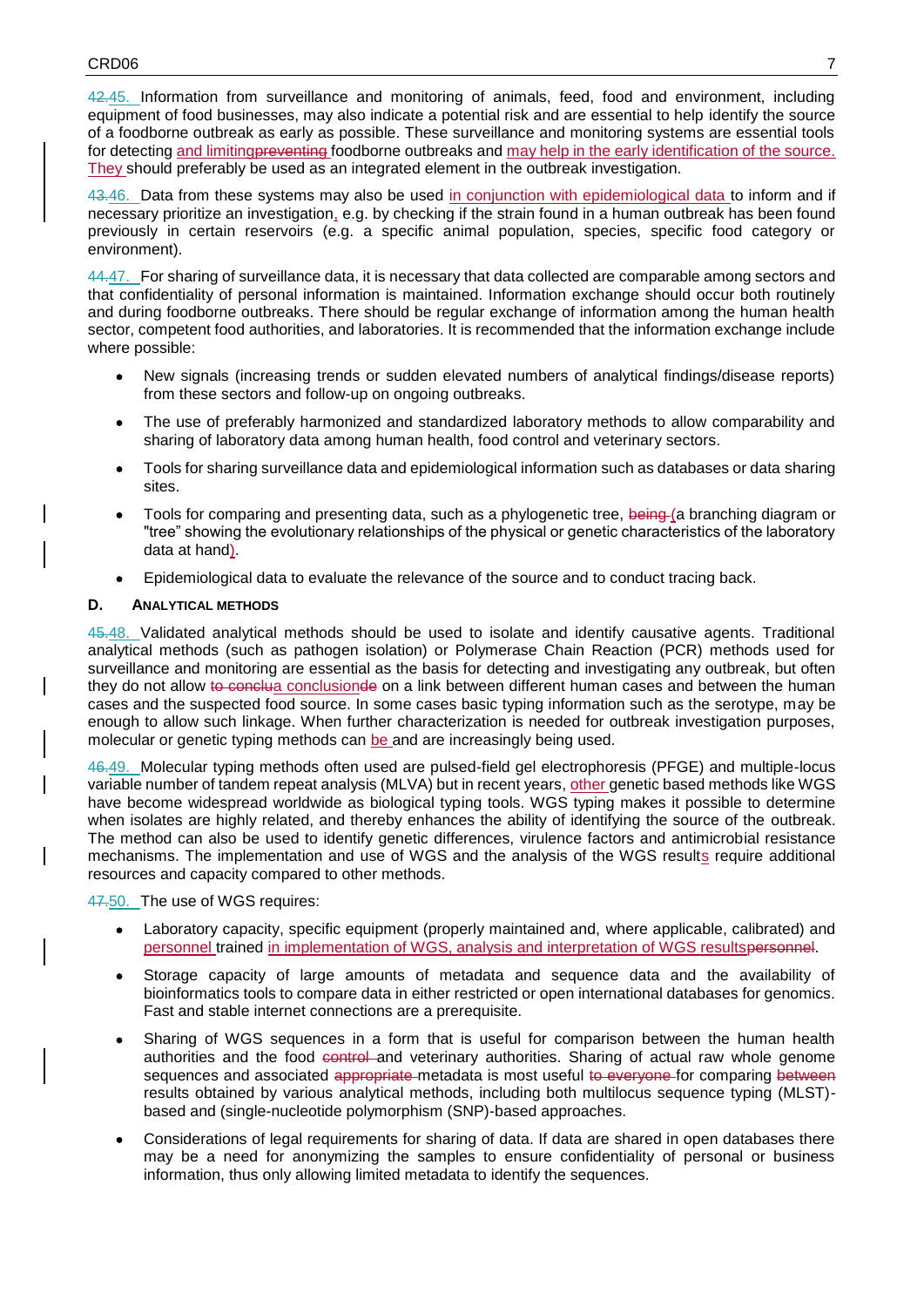42.45. Information from surveillance and monitoring of animals, feed, food and environment, including equipment of food businesses, may also indicate a potential risk and are essential to help identify the source of a foodborne outbreak as early as possible. These surveillance and monitoring systems are essential tools for detecting and limitingpreventing foodborne outbreaks and may help in the early identification of the source. They should preferably be used as an integrated element in the outbreak investigation.

43.46. Data from these systems may also be used in conjunction with epidemiological data to inform and if necessary prioritize an investigation, e.g. by checking if the strain found in a human outbreak has been found previously in certain reservoirs (e.g. a specific animal population, species, specific food category or environment).

44.47. For sharing of surveillance data, it is necessary that data collected are comparable among sectors and that confidentiality of personal information is maintained. Information exchange should occur both routinely and during foodborne outbreaks. There should be regular exchange of information among the human health sector, competent food authorities, and laboratories. It is recommended that the information exchange include where possible:

- New signals (increasing trends or sudden elevated numbers of analytical findings/disease reports) from these sectors and follow-up on ongoing outbreaks.
- The use of preferably harmonized and standardized laboratory methods to allow comparability and sharing of laboratory data among human health, food control and veterinary sectors.
- Tools for sharing surveillance data and epidemiological information such as databases or data sharing sites.
- Tools for comparing and presenting data, such as a phylogenetic tree, being (a branching diagram or "tree" showing the evolutionary relationships of the physical or genetic characteristics of the laboratory data at hand).
- Epidemiological data to evaluate the relevance of the source and to conduct tracing back.

### D. Analytical Methods

45.48. Validated analytical methods should be used to isolate and identify causative agents. Traditional analytical methods (such as pathogen isolation) or Polymerase Chain Reaction (PCR) methods used for surveillance and monitoring are essential as the basis for detecting and investigating any outbreak, but often they do not allow to concluа conclusionde on a link between different human cases and between the human cases and the suspected food source. In some cases basic typing information such as the serotype, may be enough to allow such linkage. When further characterization is needed for outbreak investigation purposes, molecular or genetic typing methods can be and are increasingly being used.

46.49. Molecular typing methods often used are pulsed-field gel electrophoresis (PFGE) and multiple-locus variable number of tandem repeat analysis (MLVA) but in recent years, other genetic based methods like WGS have become widespread worldwide as biological typing tools. WGS typing makes it possible to determine when isolates are highly related, and thereby enhances the ability of identifying the source of the outbreak. The method can also be used to identify genetic differences, virulence factors and antimicrobial resistance mechanisms. The implementation and use of WGS and the analysis of the WGS results require additional resources and capacity compared to other methods.

47.50. The use of WGS requires:

- Laboratory capacity, specific equipment (properly maintained and, where applicable, calibrated) and personnel trained in implementation of WGS, analysis and interpretation of WGS resultspersonnel.
- Storage capacity of large amounts of metadata and sequence data and the availability of bioinformatics tools to compare data in either restricted or open international databases for genomics. Fast and stable internet connections are a prerequisite.
- Sharing of WGS sequences in a form that is useful for comparison between the human health authorities and the food control and veterinary authorities. Sharing of actual raw whole genome sequences and associated appropriate metadata is most useful to everyone for comparing between results obtained by various analytical methods, including both multilocus sequence typing (MLST)-based and (single-nucleotide polymorphism (SNP)-based approaches.
- Considerations of legal requirements for sharing of data. If data are shared in open databases there may be a need for anonymizing the samples to ensure confidentiality of personal or business information, thus only allowing limited metadata to identify the sequences.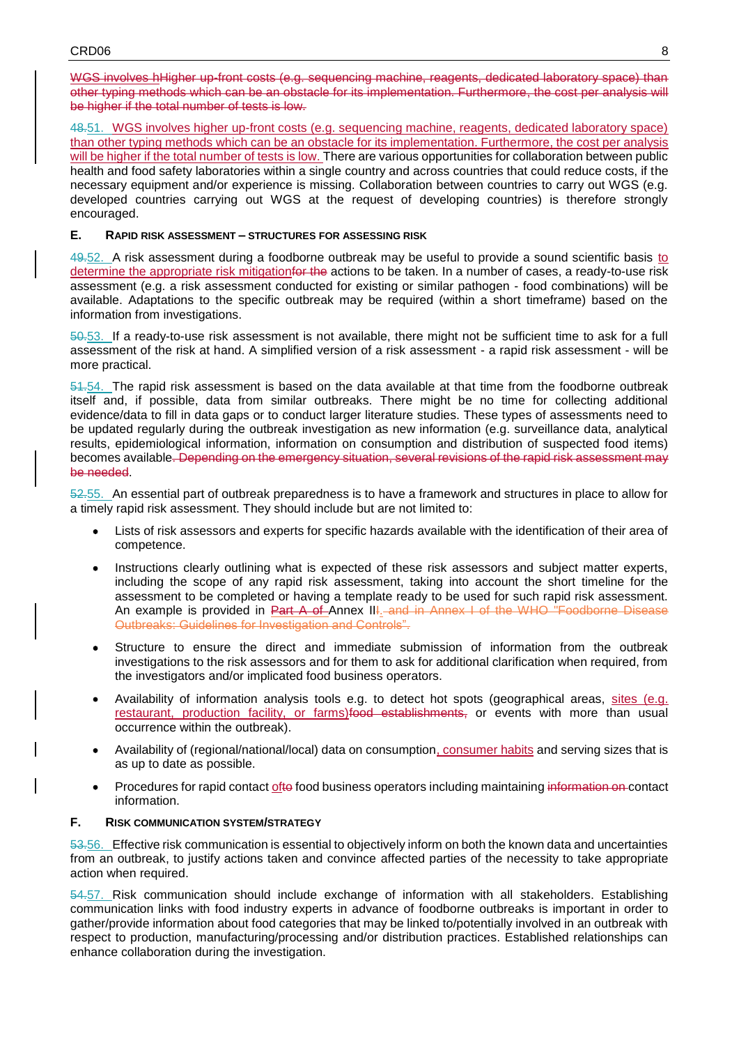~~WGS involves hHigher up-front costs (e.g. sequencing machine, reagents, dedicated laboratory space) than other typing methods which can be an obstacle for its implementation. Furthermore, the cost per analysis will be higher if the total number of tests is low.~~

~~48.~~51. WGS involves higher up-front costs (e.g. sequencing machine, reagents, dedicated laboratory space) than other typing methods which can be an obstacle for its implementation. Furthermore, the cost per analysis will be higher if the total number of tests is low. There are various opportunities for collaboration between public health and food safety laboratories within a single country and across countries that could reduce costs, if the necessary equipment and/or experience is missing. Collaboration between countries to carry out WGS (e.g. developed countries carrying out WGS at the request of developing countries) is therefore strongly encouraged.

#### E. RAPID RISK ASSESSMENT – STRUCTURES FOR ASSESSING RISK

~~49.~~52. A risk assessment during a foodborne outbreak may be useful to provide a sound scientific basis to determine the appropriate risk mitigation~~for the~~ actions to be taken. In a number of cases, a ready-to-use risk assessment (e.g. a risk assessment conducted for existing or similar pathogen - food combinations) will be available. Adaptations to the specific outbreak may be required (within a short timeframe) based on the information from investigations.

~~50.~~53. If a ready-to-use risk assessment is not available, there might not be sufficient time to ask for a full assessment of the risk at hand. A simplified version of a risk assessment - a rapid risk assessment - will be more practical.

~~51.~~54. The rapid risk assessment is based on the data available at that time from the foodborne outbreak itself and, if possible, data from similar outbreaks. There might be no time for collecting additional evidence/data to fill in data gaps or to conduct larger literature studies. These types of assessments need to be updated regularly during the outbreak investigation as new information (e.g. surveillance data, analytical results, epidemiological information, information on consumption and distribution of suspected food items) becomes available~~. Depending on the emergency situation, several revisions of the rapid risk assessment may be needed~~.

~~52.~~55. An essential part of outbreak preparedness is to have a framework and structures in place to allow for a timely rapid risk assessment. They should include but are not limited to:

- Lists of risk assessors and experts for specific hazards available with the identification of their area of competence.
- Instructions clearly outlining what is expected of these risk assessors and subject matter experts, including the scope of any rapid risk assessment, taking into account the short timeline for the assessment to be completed or having a template ready to be used for such rapid risk assessment. An example is provided in ~~Part A of~~ Annex II~~I. and in Annex I of the WHO "Foodborne Disease Outbreaks: Guidelines for Investigation and Controls".~~
- Structure to ensure the direct and immediate submission of information from the outbreak investigations to the risk assessors and for them to ask for additional clarification when required, from the investigators and/or implicated food business operators.
- Availability of information analysis tools e.g. to detect hot spots (geographical areas, sites (e.g. restaurant, production facility, or farms)~~food establishments,~~ or events with more than usual occurrence within the outbreak).
- Availability of (regional/national/local) data on consumption, consumer habits and serving sizes that is as up to date as possible.
- Procedures for rapid contact of~~to~~ food business operators including maintaining ~~information on~~ contact information.

#### F. RISK COMMUNICATION SYSTEM/STRATEGY

~~53.~~56. Effective risk communication is essential to objectively inform on both the known data and uncertainties from an outbreak, to justify actions taken and convince affected parties of the necessity to take appropriate action when required.

~~54.~~57. Risk communication should include exchange of information with all stakeholders. Establishing communication links with food industry experts in advance of foodborne outbreaks is important in order to gather/provide information about food categories that may be linked to/potentially involved in an outbreak with respect to production, manufacturing/processing and/or distribution practices. Established relationships can enhance collaboration during the investigation.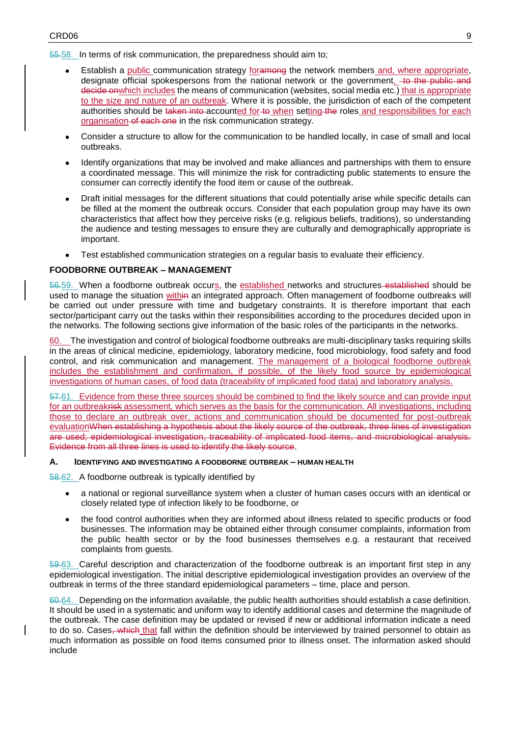~~55.~~58. In terms of risk communication, the preparedness should aim to;

- Establish a public communication strategy for~~among~~ the network members and, where appropriate, designate official spokespersons from the national network or the government, ~~-to the public and decide on~~which includes the means of communication (websites, social media etc.) that is appropriate to the size and nature of an outbreak. Where it is possible, the jurisdiction of each of the competent authorities should be ~~taken into~~ accounted for ~~to~~ when setting ~~the~~ roles and responsibilities for each organisation ~~of each one~~ in the risk communication strategy.
- Consider a structure to allow for the communication to be handled locally, in case of small and local outbreaks.
- Identify organizations that may be involved and make alliances and partnerships with them to ensure a coordinated message. This will minimize the risk for contradicting public statements to ensure the consumer can correctly identify the food item or cause of the outbreak.
- Draft initial messages for the different situations that could potentially arise while specific details can be filled at the moment the outbreak occurs. Consider that each population group may have its own characteristics that affect how they perceive risks (e.g. religious beliefs, traditions), so understanding the audience and testing messages to ensure they are culturally and demographically appropriate is important.
- Test established communication strategies on a regular basis to evaluate their efficiency.

**FOODBORNE OUTBREAK – MANAGEMENT**

~~56.~~59. When a foodborne outbreak occurs, the established networks and structures ~~established~~ should be used to manage the situation within~~in~~ an integrated approach. Often management of foodborne outbreaks will be carried out under pressure with time and budgetary constraints. It is therefore important that each sector/participant carry out the tasks within their responsibilities according to the procedures decided upon in the networks. The following sections give information of the basic roles of the participants in the networks.

60. The investigation and control of biological foodborne outbreaks are multi-disciplinary tasks requiring skills in the areas of clinical medicine, epidemiology, laboratory medicine, food microbiology, food safety and food control, and risk communication and management. The management of a biological foodborne outbreak includes the establishment and confirmation, if possible, of the likely food source by epidemiological investigations of human cases, of food data (traceability of implicated food data) and laboratory analysis.

~~57.~~61. Evidence from these three sources should be combined to find the likely source and can provide input for an outbreak~~risk~~ assessment, which serves as the basis for the communication. All investigations, including those to declare an outbreak over, actions and communication should be documented for post-outbreak evaluation~~When establishing a hypothesis about the likely source of the outbreak, three lines of investigation are used; epidemiological investigation, traceability of implicated food items, and microbiological analysis. Evidence from all three lines is used to identify the likely source~~.

#### A. IDENTIFYING AND INVESTIGATING A FOODBORNE OUTBREAK – HUMAN HEALTH

~~58.~~62. A foodborne outbreak is typically identified by

- a national or regional surveillance system when a cluster of human cases occurs with an identical or closely related type of infection likely to be foodborne, or
- the food control authorities when they are informed about illness related to specific products or food businesses. The information may be obtained either through consumer complaints, information from the public health sector or by the food businesses themselves e.g. a restaurant that received complaints from guests.

~~59.~~63. Careful description and characterization of the foodborne outbreak is an important first step in any epidemiological investigation. The initial descriptive epidemiological investigation provides an overview of the outbreak in terms of the three standard epidemiological parameters – time, place and person.

~~60.~~64. Depending on the information available, the public health authorities should establish a case definition. It should be used in a systematic and uniform way to identify additional cases and determine the magnitude of the outbreak. The case definition may be updated or revised if new or additional information indicate a need to do so. Cases~~, which~~ that fall within the definition should be interviewed by trained personnel to obtain as much information as possible on food items consumed prior to illness onset. The information asked should include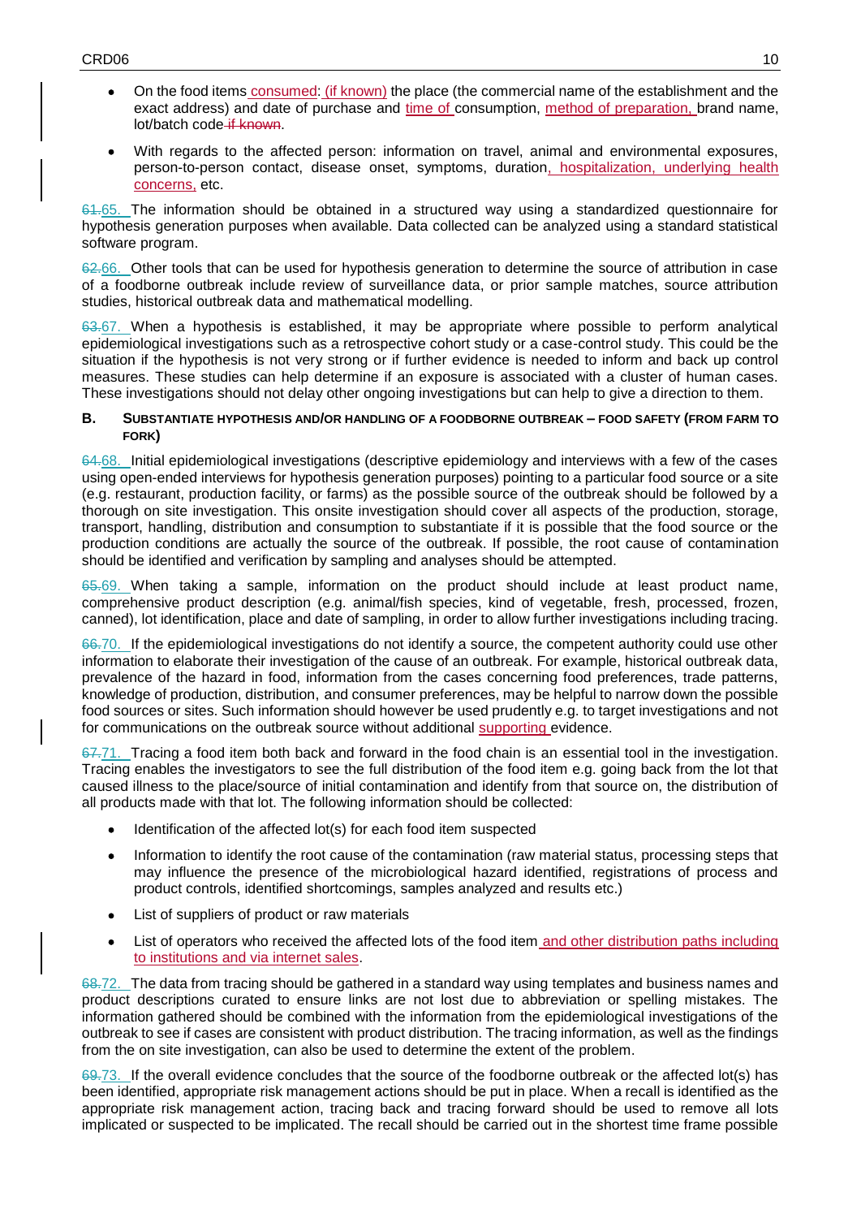- On the food items consumed: (if known) the place (the commercial name of the establishment and the exact address) and date of purchase and time of consumption, method of preparation, brand name, lot/batch code if known.
- With regards to the affected person: information on travel, animal and environmental exposures, person-to-person contact, disease onset, symptoms, duration, hospitalization, underlying health concerns, etc.

61.65. The information should be obtained in a structured way using a standardized questionnaire for hypothesis generation purposes when available. Data collected can be analyzed using a standard statistical software program.

62.66. Other tools that can be used for hypothesis generation to determine the source of attribution in case of a foodborne outbreak include review of surveillance data, or prior sample matches, source attribution studies, historical outbreak data and mathematical modelling.

63.67. When a hypothesis is established, it may be appropriate where possible to perform analytical epidemiological investigations such as a retrospective cohort study or a case-control study. This could be the situation if the hypothesis is not very strong or if further evidence is needed to inform and back up control measures. These studies can help determine if an exposure is associated with a cluster of human cases. These investigations should not delay other ongoing investigations but can help to give a direction to them.

### B. SUBSTANTIATE HYPOTHESIS AND/OR HANDLING OF A FOODBORNE OUTBREAK – FOOD SAFETY (FROM FARM TO FORK)

64.68. Initial epidemiological investigations (descriptive epidemiology and interviews with a few of the cases using open-ended interviews for hypothesis generation purposes) pointing to a particular food source or a site (e.g. restaurant, production facility, or farms) as the possible source of the outbreak should be followed by a thorough on site investigation. This onsite investigation should cover all aspects of the production, storage, transport, handling, distribution and consumption to substantiate if it is possible that the food source or the production conditions are actually the source of the outbreak. If possible, the root cause of contamination should be identified and verification by sampling and analyses should be attempted.

65.69. When taking a sample, information on the product should include at least product name, comprehensive product description (e.g. animal/fish species, kind of vegetable, fresh, processed, frozen, canned), lot identification, place and date of sampling, in order to allow further investigations including tracing.

66.70. If the epidemiological investigations do not identify a source, the competent authority could use other information to elaborate their investigation of the cause of an outbreak. For example, historical outbreak data, prevalence of the hazard in food, information from the cases concerning food preferences, trade patterns, knowledge of production, distribution, and consumer preferences, may be helpful to narrow down the possible food sources or sites. Such information should however be used prudently e.g. to target investigations and not for communications on the outbreak source without additional supporting evidence.

67.71. Tracing a food item both back and forward in the food chain is an essential tool in the investigation. Tracing enables the investigators to see the full distribution of the food item e.g. going back from the lot that caused illness to the place/source of initial contamination and identify from that source on, the distribution of all products made with that lot. The following information should be collected:

- Identification of the affected lot(s) for each food item suspected
- Information to identify the root cause of the contamination (raw material status, processing steps that may influence the presence of the microbiological hazard identified, registrations of process and product controls, identified shortcomings, samples analyzed and results etc.)
- List of suppliers of product or raw materials
- List of operators who received the affected lots of the food item and other distribution paths including to institutions and via internet sales.

68.72. The data from tracing should be gathered in a standard way using templates and business names and product descriptions curated to ensure links are not lost due to abbreviation or spelling mistakes. The information gathered should be combined with the information from the epidemiological investigations of the outbreak to see if cases are consistent with product distribution. The tracing information, as well as the findings from the on site investigation, can also be used to determine the extent of the problem.

69.73. If the overall evidence concludes that the source of the foodborne outbreak or the affected lot(s) has been identified, appropriate risk management actions should be put in place. When a recall is identified as the appropriate risk management action, tracing back and tracing forward should be used to remove all lots implicated or suspected to be implicated. The recall should be carried out in the shortest time frame possible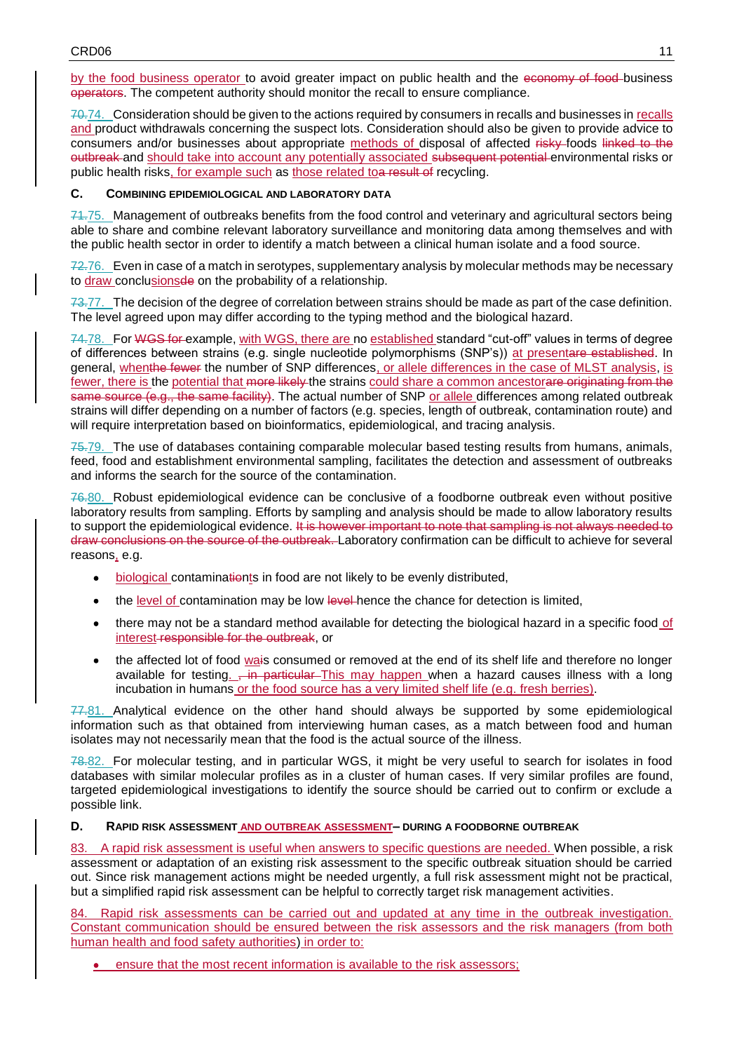by the food business operator to avoid greater impact on public health and the ~~economy of food~~ business ~~operators~~. The competent authority should monitor the recall to ensure compliance.

~~70.~~74. Consideration should be given to the actions required by consumers in recalls and businesses in recalls and product withdrawals concerning the suspect lots. Consideration should also be given to provide advice to consumers and/or businesses about appropriate methods of disposal of affected ~~risky~~ foods ~~linked to the outbreak~~ and should take into account any potentially associated ~~subsequent potential~~ environmental risks or public health risks, for example such as those related to~~a result of~~ recycling.

### C. COMBINING EPIDEMIOLOGICAL AND LABORATORY DATA

~~71.~~75. Management of outbreaks benefits from the food control and veterinary and agricultural sectors being able to share and combine relevant laboratory surveillance and monitoring data among themselves and with the public health sector in order to identify a match between a clinical human isolate and a food source.

~~72.~~76. Even in case of a match in serotypes, supplementary analysis by molecular methods may be necessary to draw conclusions~~de~~ on the probability of a relationship.

~~73.~~77. The decision of the degree of correlation between strains should be made as part of the case definition. The level agreed upon may differ according to the typing method and the biological hazard.

~~74.~~78. For ~~WGS for~~ example, with WGS, there are no established standard “cut-off” values in terms of degree of differences between strains (e.g. single nucleotide polymorphisms (SNP’s)) at present~~are established~~. In general, when~~the fewer~~ the number of SNP differences, or allele differences in the case of MLST analysis, is fewer, there is the potential that ~~more likely~~ the strains could share a common ancestor~~are originating from the same source (e.g., the same facility)~~. The actual number of SNP or allele differences among related outbreak strains will differ depending on a number of factors (e.g. species, length of outbreak, contamination route) and will require interpretation based on bioinformatics, epidemiological, and tracing analysis.

~~75.~~79. The use of databases containing comparable molecular based testing results from humans, animals, feed, food and establishment environmental sampling, facilitates the detection and assessment of outbreaks and informs the search for the source of the contamination.

~~76.~~80. Robust epidemiological evidence can be conclusive of a foodborne outbreak even without positive laboratory results from sampling. Efforts by sampling and analysis should be made to allow laboratory results to support the epidemiological evidence. ~~It is however important to note that sampling is not always needed to draw conclusions on the source of the outbreak.~~ Laboratory confirmation can be difficult to achieve for several reasons, e.g.

- biological contamina~~tio~~nts in food are not likely to be evenly distributed,
- the level of contamination may be low ~~level~~ hence the chance for detection is limited,
- there may not be a standard method available for detecting the biological hazard in a specific food of interest ~~responsible for the outbreak~~, or
- the affected lot of food wa~~i~~s consumed or removed at the end of its shelf life and therefore no longer available for testing. ~~, in particular~~ This may happen when a hazard causes illness with a long incubation in humans or the food source has a very limited shelf life (e.g. fresh berries).

~~77.~~81. Analytical evidence on the other hand should always be supported by some epidemiological information such as that obtained from interviewing human cases, as a match between food and human isolates may not necessarily mean that the food is the actual source of the illness.

~~78.~~82. For molecular testing, and in particular WGS, it might be very useful to search for isolates in food databases with similar molecular profiles as in a cluster of human cases. If very similar profiles are found, targeted epidemiological investigations to identify the source should be carried out to confirm or exclude a possible link.

### D. RAPID RISK ASSESSMENT AND OUTBREAK ASSESSMENT– DURING A FOODBORNE OUTBREAK

83. A rapid risk assessment is useful when answers to specific questions are needed. When possible, a risk assessment or adaptation of an existing risk assessment to the specific outbreak situation should be carried out. Since risk management actions might be needed urgently, a full risk assessment might not be practical, but a simplified rapid risk assessment can be helpful to correctly target risk management activities.

84. Rapid risk assessments can be carried out and updated at any time in the outbreak investigation. Constant communication should be ensured between the risk assessors and the risk managers (from both human health and food safety authorities) in order to:

- ensure that the most recent information is available to the risk assessors;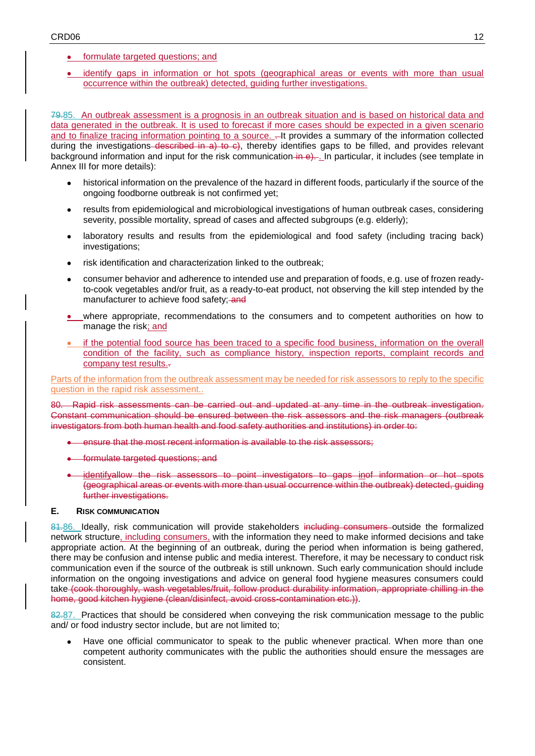- formulate targeted questions; and
- identify gaps in information or hot spots (geographical areas or events with more than usual occurrence within the outbreak) detected, guiding further investigations.

~~79.~~85. An outbreak assessment is a prognosis in an outbreak situation and is based on historical data and data generated in the outbreak. It is used to forecast if more cases should be expected in a given scenario and to finalize tracing information pointing to a source. ~~.~~ It provides a summary of the information collected during the investigations ~~described in a) to c)~~, thereby identifies gaps to be filled, and provides relevant background information and input for the risk communication ~~in e).~~ . In particular, it includes (see template in Annex III for more details):

- historical information on the prevalence of the hazard in different foods, particularly if the source of the ongoing foodborne outbreak is not confirmed yet;
- results from epidemiological and microbiological investigations of human outbreak cases, considering severity, possible mortality, spread of cases and affected subgroups (e.g. elderly);
- laboratory results and results from the epidemiological and food safety (including tracing back) investigations;
- risk identification and characterization linked to the outbreak;
- consumer behavior and adherence to intended use and preparation of foods, e.g. use of frozen ready-to-cook vegetables and/or fruit, as a ready-to-eat product, not observing the kill step intended by the manufacturer to achieve food safety; ~~and~~
- where appropriate, recommendations to the consumers and to competent authorities on how to manage the risk; and
- if the potential food source has been traced to a specific food business, information on the overall condition of the facility, such as compliance history, inspection reports, complaint records and company test results. ~~.~~

Parts of the information from the outbreak assessment may be needed for risk assessors to reply to the specific question in the rapid risk assessment..

~~80. Rapid risk assessments can be carried out and updated at any time in the outbreak investigation. Constant communication should be ensured between the risk assessors and the risk managers (outbreak investigators from both human health and food safety authorities and institutions) in order to:~~

- ~~ensure that the most recent information is available to the risk assessors;~~
- ~~formulate targeted questions; and~~
- ~~identifyallow the risk assessors to point investigators to gaps inof information or hot spots (geographical areas or events with more than usual occurrence within the outbreak) detected, guiding further investigations.~~

### E. Risk communication

~~81.~~86. Ideally, risk communication will provide stakeholders ~~including consumers~~ outside the formalized network structure, including consumers, with the information they need to make informed decisions and take appropriate action. At the beginning of an outbreak, during the period when information is being gathered, there may be confusion and intense public and media interest. Therefore, it may be necessary to conduct risk communication even if the source of the outbreak is still unknown. Such early communication should include information on the ongoing investigations and advice on general food hygiene measures consumers could take ~~(cook thoroughly, wash vegetables/fruit, follow product durability information, appropriate chilling in the home, good kitchen hygiene (clean/disinfect, avoid cross-contamination etc.))~~.

~~82.~~87. Practices that should be considered when conveying the risk communication message to the public and/ or food industry sector include, but are not limited to;

- Have one official communicator to speak to the public whenever practical. When more than one competent authority communicates with the public the authorities should ensure the messages are consistent.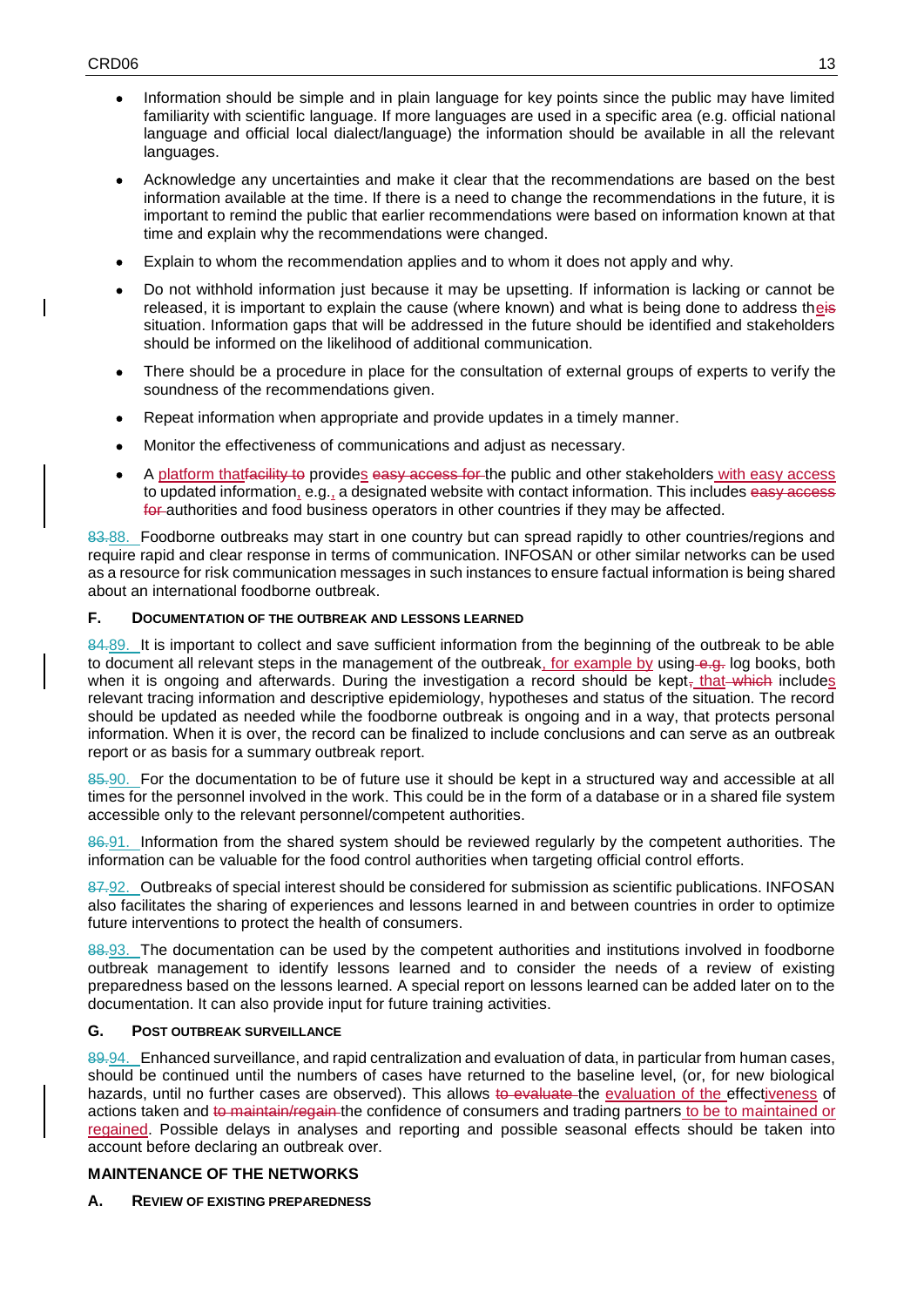- Information should be simple and in plain language for key points since the public may have limited familiarity with scientific language. If more languages are used in a specific area (e.g. official national language and official local dialect/language) the information should be available in all the relevant languages.

- Acknowledge any uncertainties and make it clear that the recommendations are based on the best information available at the time. If there is a need to change the recommendations in the future, it is important to remind the public that earlier recommendations were based on information known at that time and explain why the recommendations were changed.

- Explain to whom the recommendation applies and to whom it does not apply and why.

- Do not withhold information just because it may be upsetting. If information is lacking or cannot be released, it is important to explain the cause (where known) and what is being done to address the situation. Information gaps that will be addressed in the future should be identified and stakeholders should be informed on the likelihood of additional communication.

- There should be a procedure in place for the consultation of external groups of experts to verify the soundness of the recommendations given.

- Repeat information when appropriate and provide updates in a timely manner.

- Monitor the effectiveness of communications and adjust as necessary.

- A platform that provides the public and other stakeholders with easy access to updated information, e.g., a designated website with contact information. This includes authorities and food business operators in other countries if they may be affected.

88. Foodborne outbreaks may start in one country but can spread rapidly to other countries/regions and require rapid and clear response in terms of communication. INFOSAN or other similar networks can be used as a resource for risk communication messages in such instances to ensure factual information is being shared about an international foodborne outbreak.

#### F. DOCUMENTATION OF THE OUTBREAK AND LESSONS LEARNED

89. It is important to collect and save sufficient information from the beginning of the outbreak to be able to document all relevant steps in the management of the outbreak, for example by using log books, both when it is ongoing and afterwards. During the investigation a record should be kept that includes relevant tracing information and descriptive epidemiology, hypotheses and status of the situation. The record should be updated as needed while the foodborne outbreak is ongoing and in a way, that protects personal information. When it is over, the record can be finalized to include conclusions and can serve as an outbreak report or as basis for a summary outbreak report.

90. For the documentation to be of future use it should be kept in a structured way and accessible at all times for the personnel involved in the work. This could be in the form of a database or in a shared file system accessible only to the relevant personnel/competent authorities.

91. Information from the shared system should be reviewed regularly by the competent authorities. The information can be valuable for the food control authorities when targeting official control efforts.

92. Outbreaks of special interest should be considered for submission as scientific publications. INFOSAN also facilitates the sharing of experiences and lessons learned in and between countries in order to optimize future interventions to protect the health of consumers.

93. The documentation can be used by the competent authorities and institutions involved in foodborne outbreak management to identify lessons learned and to consider the needs of a review of existing preparedness based on the lessons learned. A special report on lessons learned can be added later on to the documentation. It can also provide input for future training activities.

#### G. POST OUTBREAK SURVEILLANCE

94. Enhanced surveillance, and rapid centralization and evaluation of data, in particular from human cases, should be continued until the numbers of cases have returned to the baseline level, (or, for new biological hazards, until no further cases are observed). This allows the evaluation of the effectiveness of actions taken and the confidence of consumers and trading partners to be to maintained or regained. Possible delays in analyses and reporting and possible seasonal effects should be taken into account before declaring an outbreak over.

### MAINTENANCE OF THE NETWORKS

#### A. REVIEW OF EXISTING PREPAREDNESS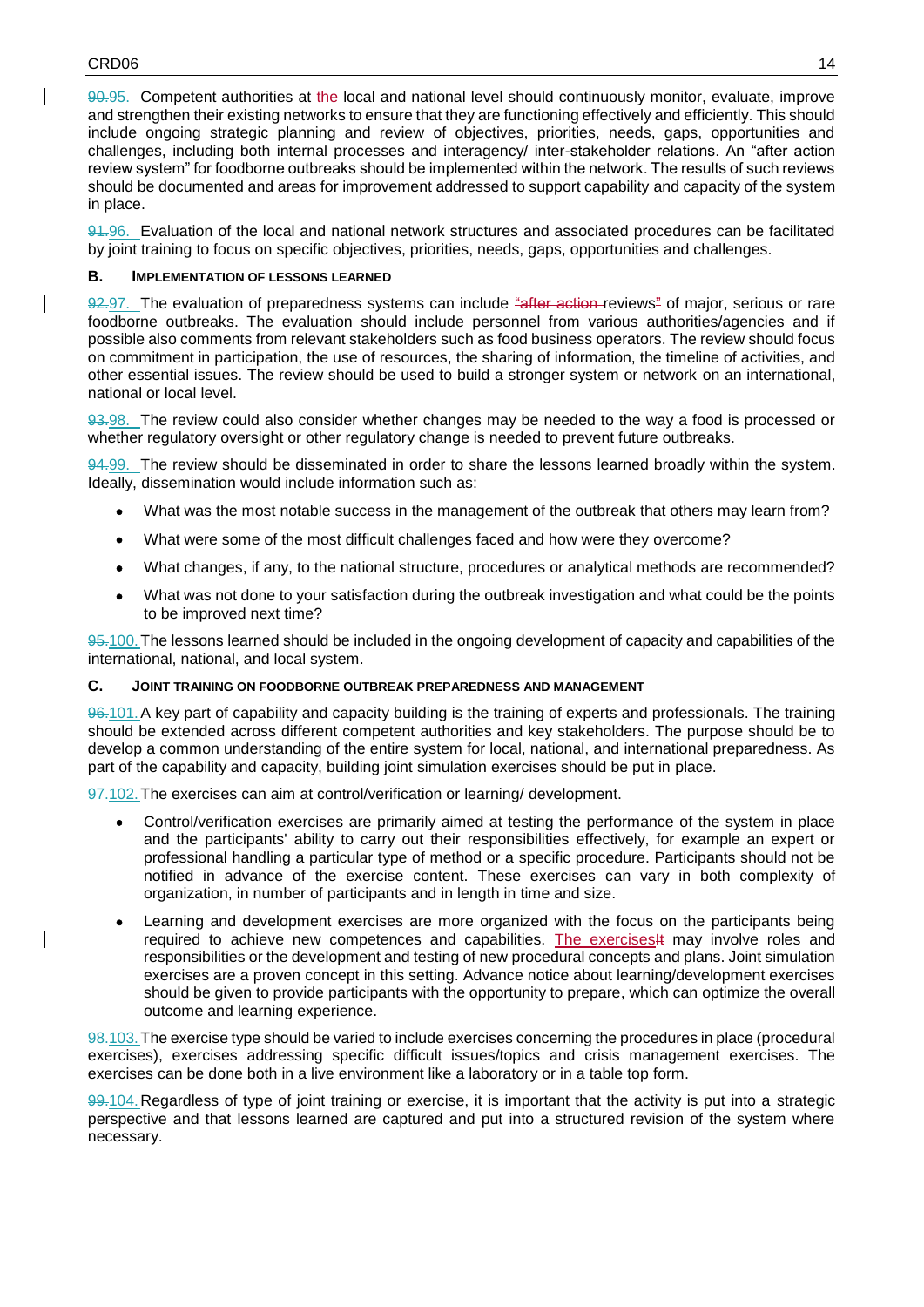90.95. Competent authorities at the local and national level should continuously monitor, evaluate, improve and strengthen their existing networks to ensure that they are functioning effectively and efficiently. This should include ongoing strategic planning and review of objectives, priorities, needs, gaps, opportunities and challenges, including both internal processes and interagency/ inter-stakeholder relations. An "after action review system" for foodborne outbreaks should be implemented within the network. The results of such reviews should be documented and areas for improvement addressed to support capability and capacity of the system in place.

91.96. Evaluation of the local and national network structures and associated procedures can be facilitated by joint training to focus on specific objectives, priorities, needs, gaps, opportunities and challenges.

### B. IMPLEMENTATION OF LESSONS LEARNED

92.97. The evaluation of preparedness systems can include "after action reviews" of major, serious or rare foodborne outbreaks. The evaluation should include personnel from various authorities/agencies and if possible also comments from relevant stakeholders such as food business operators. The review should focus on commitment in participation, the use of resources, the sharing of information, the timeline of activities, and other essential issues. The review should be used to build a stronger system or network on an international, national or local level.

93.98. The review could also consider whether changes may be needed to the way a food is processed or whether regulatory oversight or other regulatory change is needed to prevent future outbreaks.

94.99. The review should be disseminated in order to share the lessons learned broadly within the system. Ideally, dissemination would include information such as:

- What was the most notable success in the management of the outbreak that others may learn from?
- What were some of the most difficult challenges faced and how were they overcome?
- What changes, if any, to the national structure, procedures or analytical methods are recommended?
- What was not done to your satisfaction during the outbreak investigation and what could be the points to be improved next time?

95.100. The lessons learned should be included in the ongoing development of capacity and capabilities of the international, national, and local system.

### C. JOINT TRAINING ON FOODBORNE OUTBREAK PREPAREDNESS AND MANAGEMENT

96.101. A key part of capability and capacity building is the training of experts and professionals. The training should be extended across different competent authorities and key stakeholders. The purpose should be to develop a common understanding of the entire system for local, national, and international preparedness. As part of the capability and capacity, building joint simulation exercises should be put in place.

97.102. The exercises can aim at control/verification or learning/ development.

- Control/verification exercises are primarily aimed at testing the performance of the system in place and the participants' ability to carry out their responsibilities effectively, for example an expert or professional handling a particular type of method or a specific procedure. Participants should not be notified in advance of the exercise content. These exercises can vary in both complexity of organization, in number of participants and in length in time and size.
- Learning and development exercises are more organized with the focus on the participants being required to achieve new competences and capabilities. The exercisesIt may involve roles and responsibilities or the development and testing of new procedural concepts and plans. Joint simulation exercises are a proven concept in this setting. Advance notice about learning/development exercises should be given to provide participants with the opportunity to prepare, which can optimize the overall outcome and learning experience.

98.103. The exercise type should be varied to include exercises concerning the procedures in place (procedural exercises), exercises addressing specific difficult issues/topics and crisis management exercises. The exercises can be done both in a live environment like a laboratory or in a table top form.

99.104. Regardless of type of joint training or exercise, it is important that the activity is put into a strategic perspective and that lessons learned are captured and put into a structured revision of the system where necessary.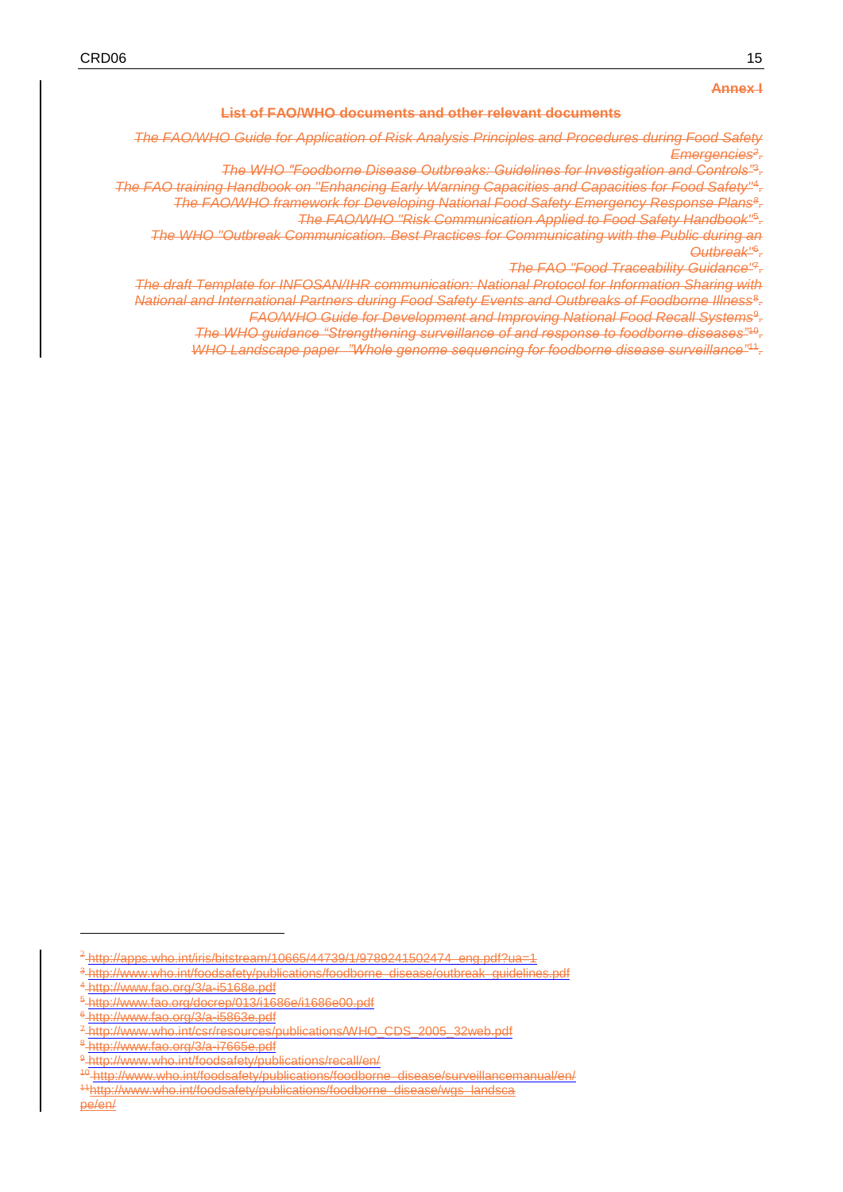**Annex I**

**List of FAO/WHO documents and other relevant documents**

*The FAO/WHO Guide for Application of Risk Analysis Principles and Procedures during Food Safety Emergencies*[2].

*The WHO "Foodborne Disease Outbreaks: Guidelines for Investigation and Controls"*[3].

*The FAO training Handbook on "Enhancing Early Warning Capacities and Capacities for Food Safety"*[4].

*The FAO/WHO framework for Developing National Food Safety Emergency Response Plans*[8].

*The FAO/WHO "Risk Communication Applied to Food Safety Handbook"*[5].

*The WHO "Outbreak Communication. Best Practices for Communicating with the Public during an Outbreak"*[6].

*The FAO "Food Traceability Guidance"*[7].

*The draft Template for INFOSAN/IHR communication: National Protocol for Information Sharing with National and International Partners during Food Safety Events and Outbreaks of Foodborne Illness*[8].

*FAO/WHO Guide for Development and Improving National Food Recall Systems*[9].

*The WHO guidance "Strengthening surveillance of and response to foodborne diseases"*[10].

*WHO Landscape paper "Whole genome sequencing for foodborne disease surveillance"*[11].

---

[2] http://apps.who.int/iris/bitstream/10665/44739/1/9789241502474_eng.pdf?ua=1

[3] http://www.who.int/foodsafety/publications/foodborne_disease/outbreak_guidelines.pdf

[4] http://www.fao.org/3/a-i5168e.pdf

[5] http://www.fao.org/docrep/013/i1686e/i1686e00.pdf

[6] http://www.fao.org/3/a-i5863e.pdf

[7] http://www.who.int/csr/resources/publications/WHO_CDS_2005_32web.pdf

[8] http://www.fao.org/3/a-i7665e.pdf

[9] http://www.who.int/foodsafety/publications/recall/en/

[10] http://www.who.int/foodsafety/publications/foodborne_disease/surveillancemanual/en/

[11] http://www.who.int/foodsafety/publications/foodborne_disease/wgs_landscape/en/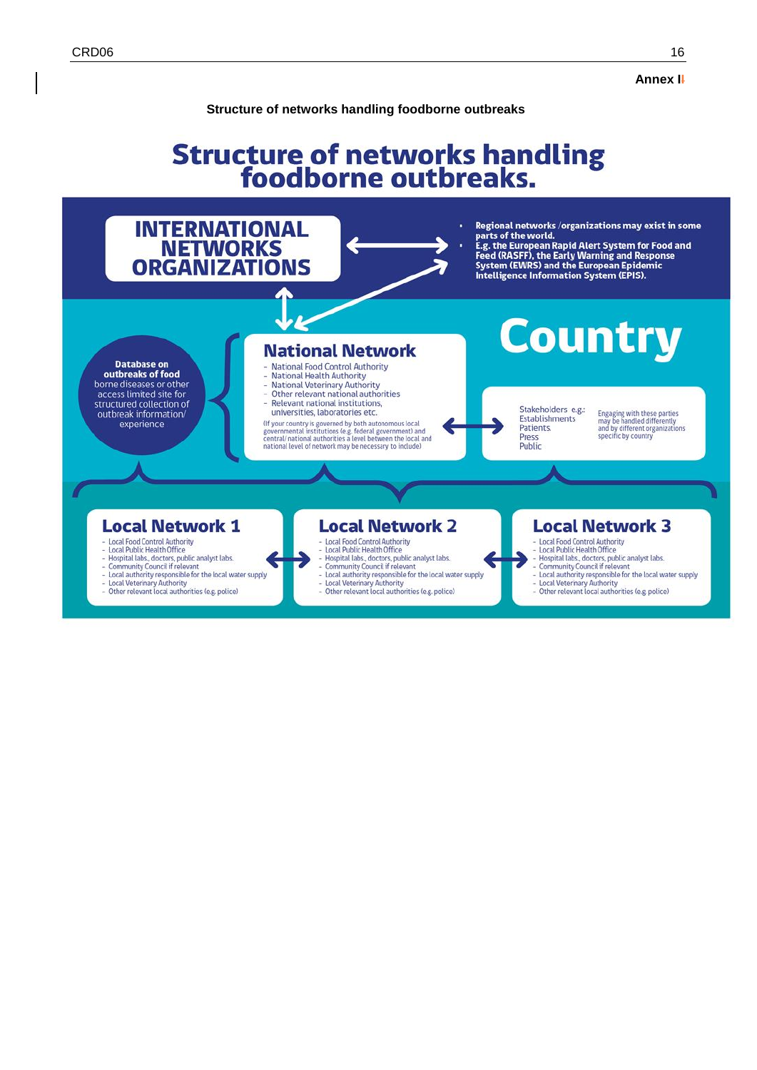Annex II

**Structure of networks handling foodborne outbreaks**

# Structure of networks handling foodborne outbreaks.

## INTERNATIONAL NETWORKS ORGANIZATIONS

- Regional networks /organizations may exist in some parts of the world.
- E.g. the European Rapid Alert System for Food and Feed (RASFF), the Early Warning and Response System (EWRS) and the European Epidemic Intelligence Information System (EPIS).

## Country

**Database on outbreaks of food** borne diseases or other access limited site for structured collection of outbreak information/ experience

### National Network

- National Food Control Authority
- National Health Authority
- National Veterinary Authority
- Other relevant national authorities
- Relevant national institutions, universities, laboratories etc.

(If your country is governed by both autonomous local governmental institutions (e.g. federal government) and central/ national authorities a level between the local and national level of network may be necessary to include)

Stakeholders e.g.:
Establishments
Patients
Press
Public

Engaging with these parties may be handled differently and by different organizations specific by country

### Local Network 1

- Local Food Control Authority
- Local Public Health Office
- Hospital labs., doctors, public analyst labs.
- Community Council if relevant
- Local authority responsible for the local water supply
- Local Veterinary Authority
- Other relevant local authorities (e.g. police)

### Local Network 2

- Local Food Control Authority
- Local Public Health Office
- Hospital labs., doctors, public analyst labs.
- Community Council if relevant
- Local authority responsible for the local water supply
- Local Veterinary Authority
- Other relevant local authorities (e.g. police)

### Local Network 3

- Local Food Control Authority
- Local Public Health Office
- Hospital labs., doctors, public analyst labs.
- Community Council if relevant
- Local authority responsible for the local water supply
- Local Veterinary Authority
- Other relevant local authorities (e.g. police)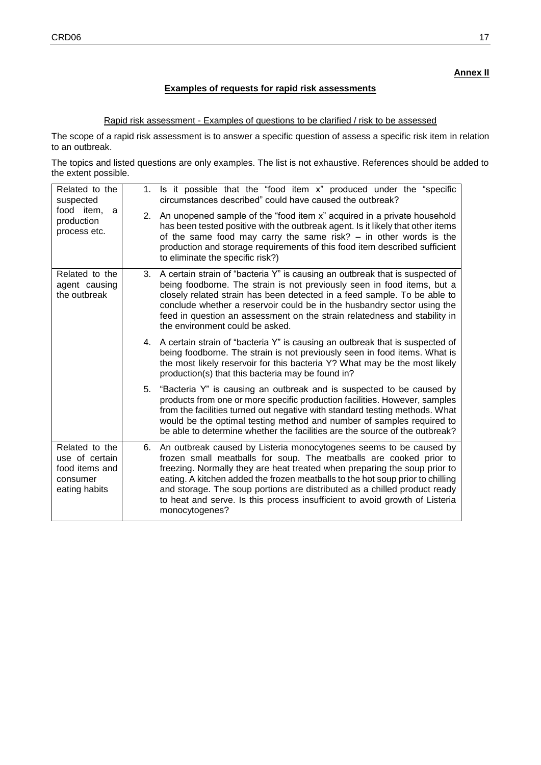**Annex II**

## Examples of requests for rapid risk assessments

Rapid risk assessment - Examples of questions to be clarified / risk to be assessed

The scope of a rapid risk assessment is to answer a specific question of assess a specific risk item in relation to an outbreak.

The topics and listed questions are only examples. The list is not exhaustive. References should be added to the extent possible.

| | |
|---|---|
| Related to the suspected food item, a production process etc. | 1. Is it possible that the "food item x" produced under the "specific circumstances described" could have caused the outbreak? |
| | 2. An unopened sample of the "food item x" acquired in a private household has been tested positive with the outbreak agent. Is it likely that other items of the same food may carry the same risk? – in other words is the production and storage requirements of this food item described sufficient to eliminate the specific risk?) |
| Related to the agent causing the outbreak | 3. A certain strain of "bacteria Y" is causing an outbreak that is suspected of being foodborne. The strain is not previously seen in food items, but a closely related strain has been detected in a feed sample. To be able to conclude whether a reservoir could be in the husbandry sector using the feed in question an assessment on the strain relatedness and stability in the environment could be asked. |
| | 4. A certain strain of "bacteria Y" is causing an outbreak that is suspected of being foodborne. The strain is not previously seen in food items. What is the most likely reservoir for this bacteria Y? What may be the most likely production(s) that this bacteria may be found in? |
| | 5. "Bacteria Y" is causing an outbreak and is suspected to be caused by products from one or more specific production facilities. However, samples from the facilities turned out negative with standard testing methods. What would be the optimal testing method and number of samples required to be able to determine whether the facilities are the source of the outbreak? |
| Related to the use of certain food items and consumer eating habits | 6. An outbreak caused by Listeria monocytogenes seems to be caused by frozen small meatballs for soup. The meatballs are cooked prior to freezing. Normally they are heat treated when preparing the soup prior to eating. A kitchen added the frozen meatballs to the hot soup prior to chilling and storage. The soup portions are distributed as a chilled product ready to heat and serve. Is this process insufficient to avoid growth of Listeria monocytogenes? |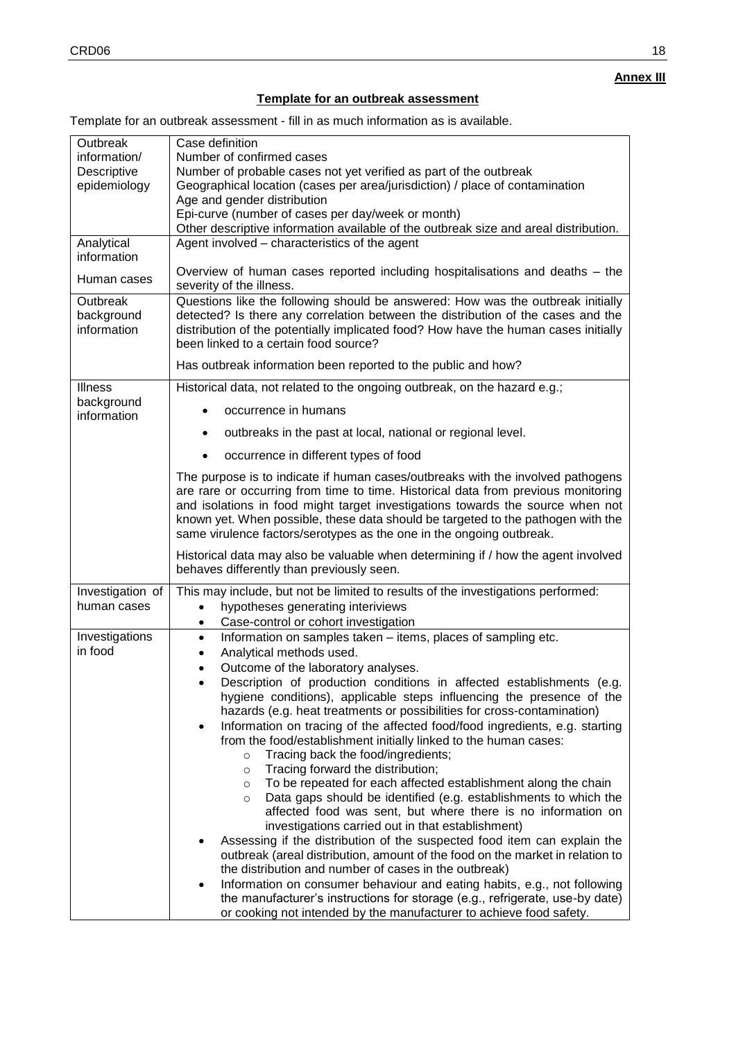**Annex III**

**Template for an outbreak assessment**

Template for an outbreak assessment - fill in as much information as is available.

| | |
|---|---|
| Outbreak information/ Descriptive epidemiology | Case definition<br>Number of confirmed cases<br>Number of probable cases not yet verified as part of the outbreak<br>Geographical location (cases per area/jurisdiction) / place of contamination<br>Age and gender distribution<br>Epi-curve (number of cases per day/week or month)<br>Other descriptive information available of the outbreak size and areal distribution. |
| Analytical information<br><br>Human cases | Agent involved – characteristics of the agent<br><br>Overview of human cases reported including hospitalisations and deaths – the severity of the illness. |
| Outbreak background information | Questions like the following should be answered: How was the outbreak initially detected? Is there any correlation between the distribution of the cases and the distribution of the potentially implicated food? How have the human cases initially been linked to a certain food source?<br><br>Has outbreak information been reported to the public and how? |
| Illness background information | Historical data, not related to the ongoing outbreak, on the hazard e.g.;<br>• occurrence in humans<br>• outbreaks in the past at local, national or regional level.<br>• occurrence in different types of food<br><br>The purpose is to indicate if human cases/outbreaks with the involved pathogens are rare or occurring from time to time. Historical data from previous monitoring and isolations in food might target investigations towards the source when not known yet. When possible, these data should be targeted to the pathogen with the same virulence factors/serotypes as the one in the ongoing outbreak.<br><br>Historical data may also be valuable when determining if / how the agent involved behaves differently than previously seen. |
| Investigation of human cases | This may include, but not be limited to results of the investigations performed:<br>• hypotheses generating interiviews<br>• Case-control or cohort investigation |
| Investigations in food | • Information on samples taken – items, places of sampling etc.<br>• Analytical methods used.<br>• Outcome of the laboratory analyses.<br>• Description of production conditions in affected establishments (e.g. hygiene conditions), applicable steps influencing the presence of the hazards (e.g. heat treatments or possibilities for cross-contamination)<br>• Information on tracing of the affected food/food ingredients, e.g. starting from the food/establishment initially linked to the human cases:<br>&nbsp;&nbsp;&nbsp;&nbsp;○ Tracing back the food/ingredients;<br>&nbsp;&nbsp;&nbsp;&nbsp;○ Tracing forward the distribution;<br>&nbsp;&nbsp;&nbsp;&nbsp;○ To be repeated for each affected establishment along the chain<br>&nbsp;&nbsp;&nbsp;&nbsp;○ Data gaps should be identified (e.g. establishments to which the affected food was sent, but where there is no information on investigations carried out in that establishment)<br>• Assessing if the distribution of the suspected food item can explain the outbreak (areal distribution, amount of the food on the market in relation to the distribution and number of cases in the outbreak)<br>• Information on consumer behaviour and eating habits, e.g., not following the manufacturer's instructions for storage (e.g., refrigerate, use-by date) or cooking not intended by the manufacturer to achieve food safety. |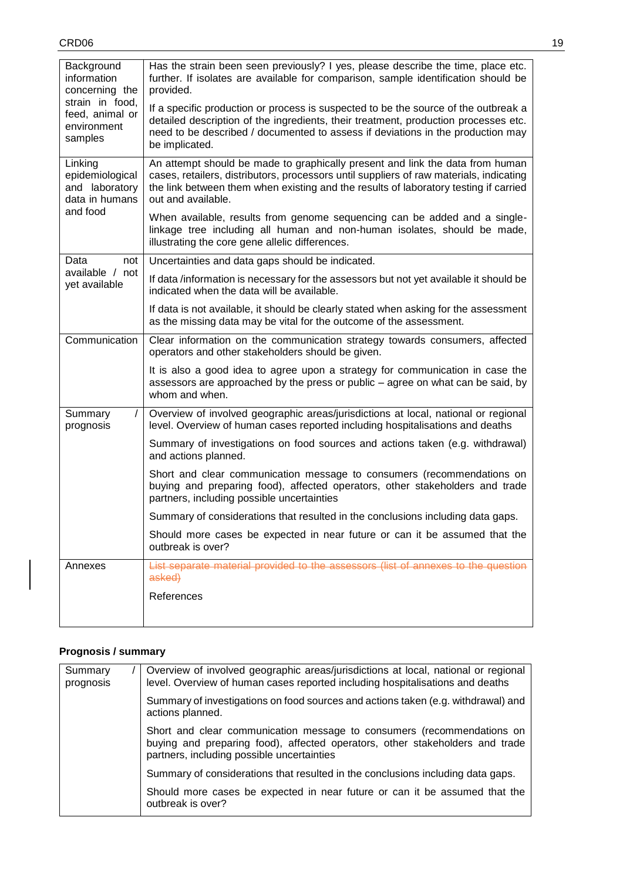| | |
|---|---|
| Background information concerning the strain in food, feed, animal or environment samples | Has the strain been seen previously? I yes, please describe the time, place etc. further. If isolates are available for comparison, sample identification should be provided.<br><br>If a specific production or process is suspected to be the source of the outbreak a detailed description of the ingredients, their treatment, production processes etc. need to be described / documented to assess if deviations in the production may be implicated. |
| Linking epidemiological and laboratory data in humans and food | An attempt should be made to graphically present and link the data from human cases, retailers, distributors, processors until suppliers of raw materials, indicating the link between them when existing and the results of laboratory testing if carried out and available.<br><br>When available, results from genome sequencing can be added and a single-linkage tree including all human and non-human isolates, should be made, illustrating the core gene allelic differences. |
| Data not available / not yet available | Uncertainties and data gaps should be indicated.<br><br>If data /information is necessary for the assessors but not yet available it should be indicated when the data will be available.<br><br>If data is not available, it should be clearly stated when asking for the assessment as the missing data may be vital for the outcome of the assessment. |
| Communication | Clear information on the communication strategy towards consumers, affected operators and other stakeholders should be given.<br><br>It is also a good idea to agree upon a strategy for communication in case the assessors are approached by the press or public – agree on what can be said, by whom and when. |
| Summary / prognosis | Overview of involved geographic areas/jurisdictions at local, national or regional level. Overview of human cases reported including hospitalisations and deaths<br><br>Summary of investigations on food sources and actions taken (e.g. withdrawal) and actions planned.<br><br>Short and clear communication message to consumers (recommendations on buying and preparing food), affected operators, other stakeholders and trade partners, including possible uncertainties<br><br>Summary of considerations that resulted in the conclusions including data gaps.<br><br>Should more cases be expected in near future or can it be assumed that the outbreak is over? |
| Annexes | ~~List separate material provided to the assessors (list of annexes to the question asked)~~<br><br>References |

**Prognosis / summary**

| | |
|---|---|
| Summary / prognosis | Overview of involved geographic areas/jurisdictions at local, national or regional level. Overview of human cases reported including hospitalisations and deaths<br><br>Summary of investigations on food sources and actions taken (e.g. withdrawal) and actions planned.<br><br>Short and clear communication message to consumers (recommendations on buying and preparing food), affected operators, other stakeholders and trade partners, including possible uncertainties<br><br>Summary of considerations that resulted in the conclusions including data gaps.<br><br>Should more cases be expected in near future or can it be assumed that the outbreak is over? |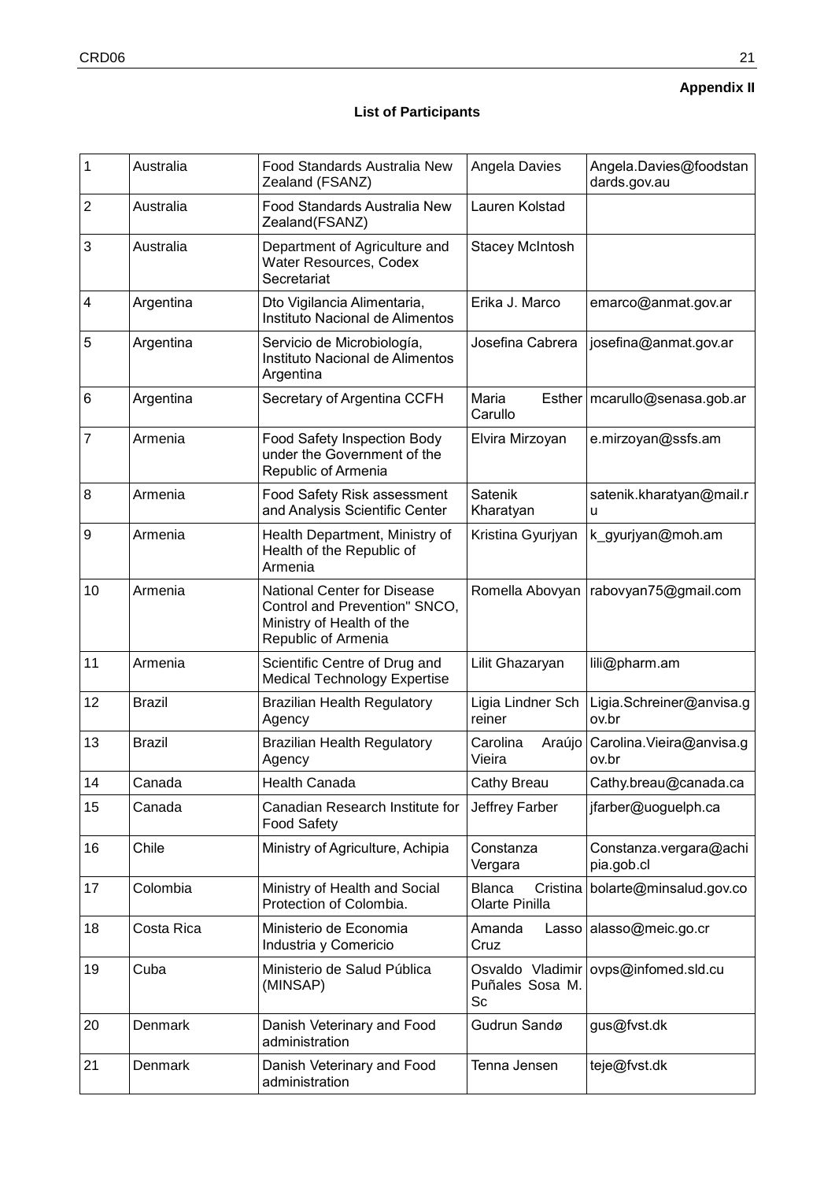**Appendix II**

**List of Participants**

| 1 | Australia | Food Standards Australia New Zealand (FSANZ) | Angela Davies | Angela.Davies@foodstandards.gov.au |
|---|---|---|---|---|
| 2 | Australia | Food Standards Australia New Zealand(FSANZ) | Lauren Kolstad | |
| 3 | Australia | Department of Agriculture and Water Resources, Codex Secretariat | Stacey McIntosh | |
| 4 | Argentina | Dto Vigilancia Alimentaria, Instituto Nacional de Alimentos | Erika J. Marco | emarco@anmat.gov.ar |
| 5 | Argentina | Servicio de Microbiología, Instituto Nacional de Alimentos Argentina | Josefina Cabrera | josefina@anmat.gov.ar |
| 6 | Argentina | Secretary of Argentina CCFH | Maria Esther Carullo | mcarullo@senasa.gob.ar |
| 7 | Armenia | Food Safety Inspection Body under the Government of the Republic of Armenia | Elvira Mirzoyan | e.mirzoyan@ssfs.am |
| 8 | Armenia | Food Safety Risk assessment and Analysis Scientific Center | Satenik Kharatyan | satenik.kharatyan@mail.ru |
| 9 | Armenia | Health Department, Ministry of Health of the Republic of Armenia | Kristina Gyurjyan | k_gyurjyan@moh.am |
| 10 | Armenia | National Center for Disease Control and Prevention" SNCO, Ministry of Health of the Republic of Armenia | Romella Abovyan | rabovyan75@gmail.com |
| 11 | Armenia | Scientific Centre of Drug and Medical Technology Expertise | Lilit Ghazaryan | lili@pharm.am |
| 12 | Brazil | Brazilian Health Regulatory Agency | Ligia Lindner Schreiner | Ligia.Schreiner@anvisa.gov.br |
| 13 | Brazil | Brazilian Health Regulatory Agency | Carolina Araújo Vieira | Carolina.Vieira@anvisa.gov.br |
| 14 | Canada | Health Canada | Cathy Breau | Cathy.breau@canada.ca |
| 15 | Canada | Canadian Research Institute for Food Safety | Jeffrey Farber | jfarber@uoguelph.ca |
| 16 | Chile | Ministry of Agriculture, Achipia | Constanza Vergara | Constanza.vergara@achipia.gob.cl |
| 17 | Colombia | Ministry of Health and Social Protection of Colombia. | Blanca Cristina Olarte Pinilla | bolarte@minsalud.gov.co |
| 18 | Costa Rica | Ministerio de Economia Industria y Comericio | Amanda Lasso Cruz | alasso@meic.go.cr |
| 19 | Cuba | Ministerio de Salud Pública (MINSAP) | Osvaldo Vladimir Puñales Sosa M. Sc | ovps@infomed.sld.cu |
| 20 | Denmark | Danish Veterinary and Food administration | Gudrun Sandø | gus@fvst.dk |
| 21 | Denmark | Danish Veterinary and Food administration | Tenna Jensen | teje@fvst.dk |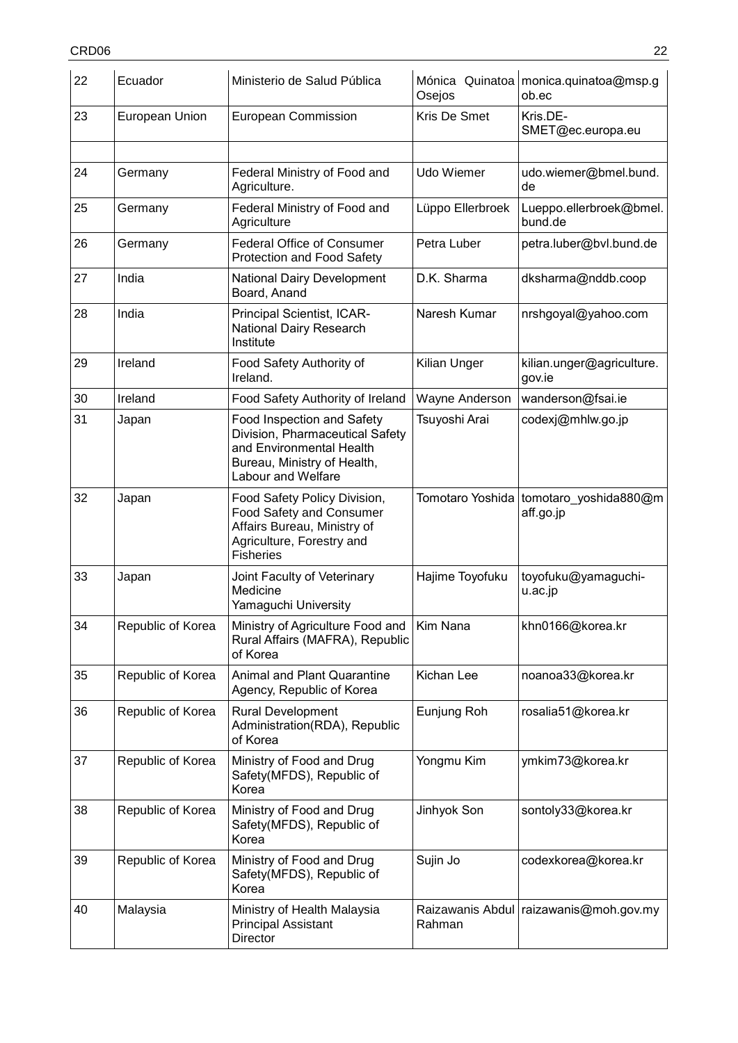| 22 | Ecuador | Ministerio de Salud Pública | Mónica Quinatoa Osejos | monica.quinatoa@msp.gob.ec |
|---|---|---|---|---|
| 23 | European Union | European Commission | Kris De Smet | Kris.DE-SMET@ec.europa.eu |
| | | | | |
| 24 | Germany | Federal Ministry of Food and Agriculture. | Udo Wiemer | udo.wiemer@bmel.bund.de |
| 25 | Germany | Federal Ministry of Food and Agriculture | Lüppo Ellerbroek | Lueppo.ellerbroek@bmel.bund.de |
| 26 | Germany | Federal Office of Consumer Protection and Food Safety | Petra Luber | petra.luber@bvl.bund.de |
| 27 | India | National Dairy Development Board, Anand | D.K. Sharma | dksharma@nddb.coop |
| 28 | India | Principal Scientist, ICAR-National Dairy Research Institute | Naresh Kumar | nrshgoyal@yahoo.com |
| 29 | Ireland | Food Safety Authority of Ireland. | Kilian Unger | kilian.unger@agriculture.gov.ie |
| 30 | Ireland | Food Safety Authority of Ireland | Wayne Anderson | wanderson@fsai.ie |
| 31 | Japan | Food Inspection and Safety Division, Pharmaceutical Safety and Environmental Health Bureau, Ministry of Health, Labour and Welfare | Tsuyoshi Arai | codexj@mhlw.go.jp |
| 32 | Japan | Food Safety Policy Division, Food Safety and Consumer Affairs Bureau, Ministry of Agriculture, Forestry and Fisheries | Tomotaro Yoshida | tomotaro_yoshida880@maff.go.jp |
| 33 | Japan | Joint Faculty of Veterinary Medicine Yamaguchi University | Hajime Toyofuku | toyofuku@yamaguchi-u.ac.jp |
| 34 | Republic of Korea | Ministry of Agriculture Food and Rural Affairs (MAFRA), Republic of Korea | Kim Nana | khn0166@korea.kr |
| 35 | Republic of Korea | Animal and Plant Quarantine Agency, Republic of Korea | Kichan Lee | noanoa33@korea.kr |
| 36 | Republic of Korea | Rural Development Administration(RDA), Republic of Korea | Eunjung Roh | rosalia51@korea.kr |
| 37 | Republic of Korea | Ministry of Food and Drug Safety(MFDS), Republic of Korea | Yongmu Kim | ymkim73@korea.kr |
| 38 | Republic of Korea | Ministry of Food and Drug Safety(MFDS), Republic of Korea | Jinhyok Son | sontoly33@korea.kr |
| 39 | Republic of Korea | Ministry of Food and Drug Safety(MFDS), Republic of Korea | Sujin Jo | codexkorea@korea.kr |
| 40 | Malaysia | Ministry of Health Malaysia Principal Assistant Director | Raizawanis Abdul Rahman | raizawanis@moh.gov.my |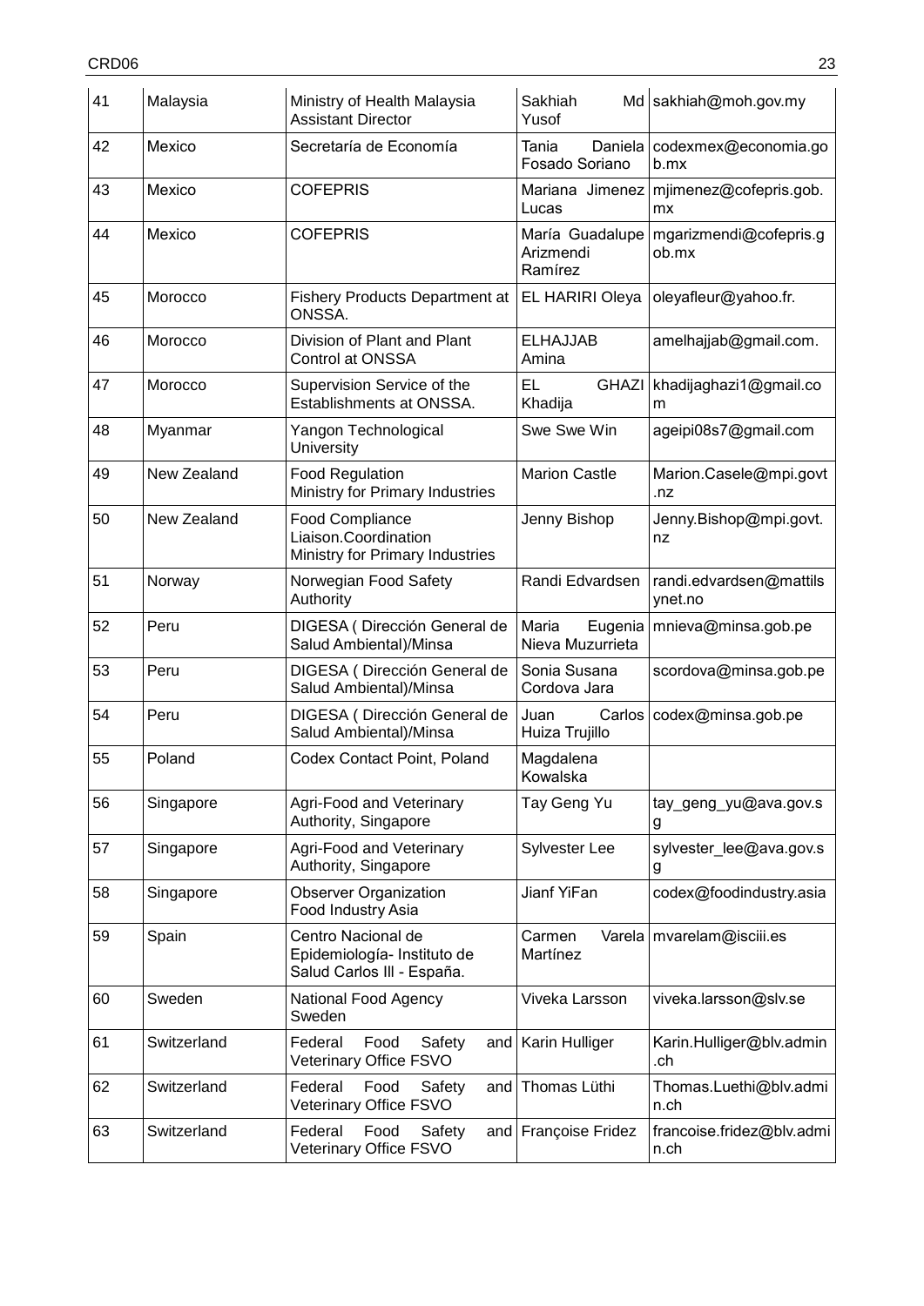| 41 | Malaysia | Ministry of Health Malaysia Assistant Director | Sakhiah Md Yusof | sakhiah@moh.gov.my |
|---|---|---|---|---|
| 42 | Mexico | Secretaría de Economía | Tania Daniela Fosado Soriano | codexmex@economia.gob.mx |
| 43 | Mexico | COFEPRIS | Mariana Jimenez Lucas | mjimenez@cofepris.gob.mx |
| 44 | Mexico | COFEPRIS | María Guadalupe Arizmendi Ramírez | mgarizmendi@cofepris.gob.mx |
| 45 | Morocco | Fishery Products Department at ONSSA. | EL HARIRI Oleya | oleyafleur@yahoo.fr. |
| 46 | Morocco | Division of Plant and Plant Control at ONSSA | ELHAJJAB Amina | amelhajjab@gmail.com. |
| 47 | Morocco | Supervision Service of the Establishments at ONSSA. | EL GHAZI Khadija | khadijaghazi1@gmail.com |
| 48 | Myanmar | Yangon Technological University | Swe Swe Win | ageipi08s7@gmail.com |
| 49 | New Zealand | Food Regulation Ministry for Primary Industries | Marion Castle | Marion.Casele@mpi.govt.nz |
| 50 | New Zealand | Food Compliance Liaison.Coordination Ministry for Primary Industries | Jenny Bishop | Jenny.Bishop@mpi.govt.nz |
| 51 | Norway | Norwegian Food Safety Authority | Randi Edvardsen | randi.edvardsen@mattilsynet.no |
| 52 | Peru | DIGESA ( Dirección General de Salud Ambiental)/Minsa | Maria Eugenia Nieva Muzurrieta | mnieva@minsa.gob.pe |
| 53 | Peru | DIGESA ( Dirección General de Salud Ambiental)/Minsa | Sonia Susana Cordova Jara | scordova@minsa.gob.pe |
| 54 | Peru | DIGESA ( Dirección General de Salud Ambiental)/Minsa | Juan Carlos Huiza Trujillo | codex@minsa.gob.pe |
| 55 | Poland | Codex Contact Point, Poland | Magdalena Kowalska | |
| 56 | Singapore | Agri-Food and Veterinary Authority, Singapore | Tay Geng Yu | tay_geng_yu@ava.gov.sg |
| 57 | Singapore | Agri-Food and Veterinary Authority, Singapore | Sylvester Lee | sylvester_lee@ava.gov.sg |
| 58 | Singapore | Observer Organization Food Industry Asia | Jianf YiFan | codex@foodindustry.asia |
| 59 | Spain | Centro Nacional de Epidemiología- Instituto de Salud Carlos III - España. | Carmen Varela Martínez | mvarelam@isciii.es |
| 60 | Sweden | National Food Agency Sweden | Viveka Larsson | viveka.larsson@slv.se |
| 61 | Switzerland | Federal Food Safety and Veterinary Office FSVO | Karin Hulliger | Karin.Hulliger@blv.admin.ch |
| 62 | Switzerland | Federal Food Safety and Veterinary Office FSVO | Thomas Lüthi | Thomas.Luethi@blv.admin.ch |
| 63 | Switzerland | Federal Food Safety and Veterinary Office FSVO | Françoise Fridez | francoise.fridez@blv.admin.ch |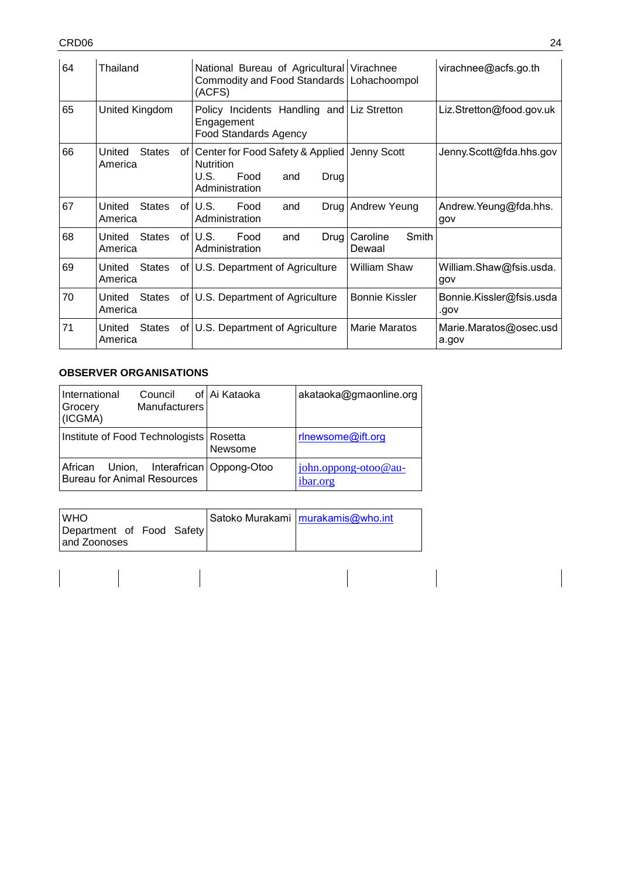| | | | | |
|---|---|---|---|---|
| 64 | Thailand | National Bureau of Agricultural Commodity and Food Standards (ACFS) | Virachnee Lohachoompol | virachnee@acfs.go.th |
| 65 | United Kingdom | Policy Incidents Handling and Engagement<br>Food Standards Agency | Liz Stretton | Liz.Stretton@food.gov.uk |
| 66 | United States of America | Center for Food Safety & Applied Nutrition<br>U.S. Food and Drug Administration | Jenny Scott | Jenny.Scott@fda.hhs.gov |
| 67 | United States of America | U.S. Food and Drug Administration | Andrew Yeung | Andrew.Yeung@fda.hhs.gov |
| 68 | United States of America | U.S. Food and Drug Administration | Caroline Smith Dewaal | |
| 69 | United States of America | U.S. Department of Agriculture | William Shaw | William.Shaw@fsis.usda.gov |
| 70 | United States of America | U.S. Department of Agriculture | Bonnie Kissler | Bonnie.Kissler@fsis.usda.gov |
| 71 | United States of America | U.S. Department of Agriculture | Marie Maratos | Marie.Maratos@osec.usda.gov |

**OBSERVER ORGANISATIONS**

| | | |
|---|---|---|
| International Council of Grocery Manufacturers (ICGMA) | Ai Kataoka | akataoka@gmaonline.org |
| Institute of Food Technologists | Rosetta Newsome | rlnewsome@ift.org |
| African Union, Interafrican Bureau for Animal Resources | Oppong-Otoo | john.oppong-otoo@au-ibar.org |

| | | |
|---|---|---|
| WHO<br>Department of Food Safety and Zoonoses | Satoko Murakami | murakamis@who.int |